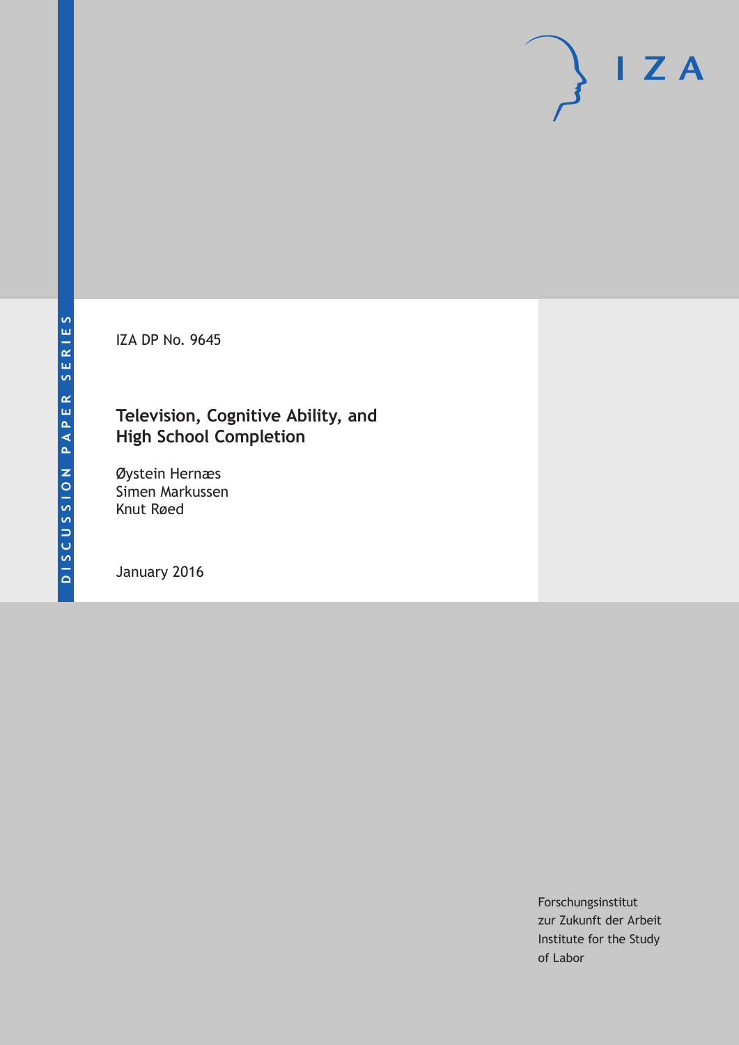DISCUSSION PAPER SERIES

IZA DP No. 9645

# Television, Cognitive Ability, and High School Completion

Øystein Hernæs
Simen Markussen
Knut Røed

January 2016

Forschungsinstitut
zur Zukunft der Arbeit
Institute for the Study
of Labor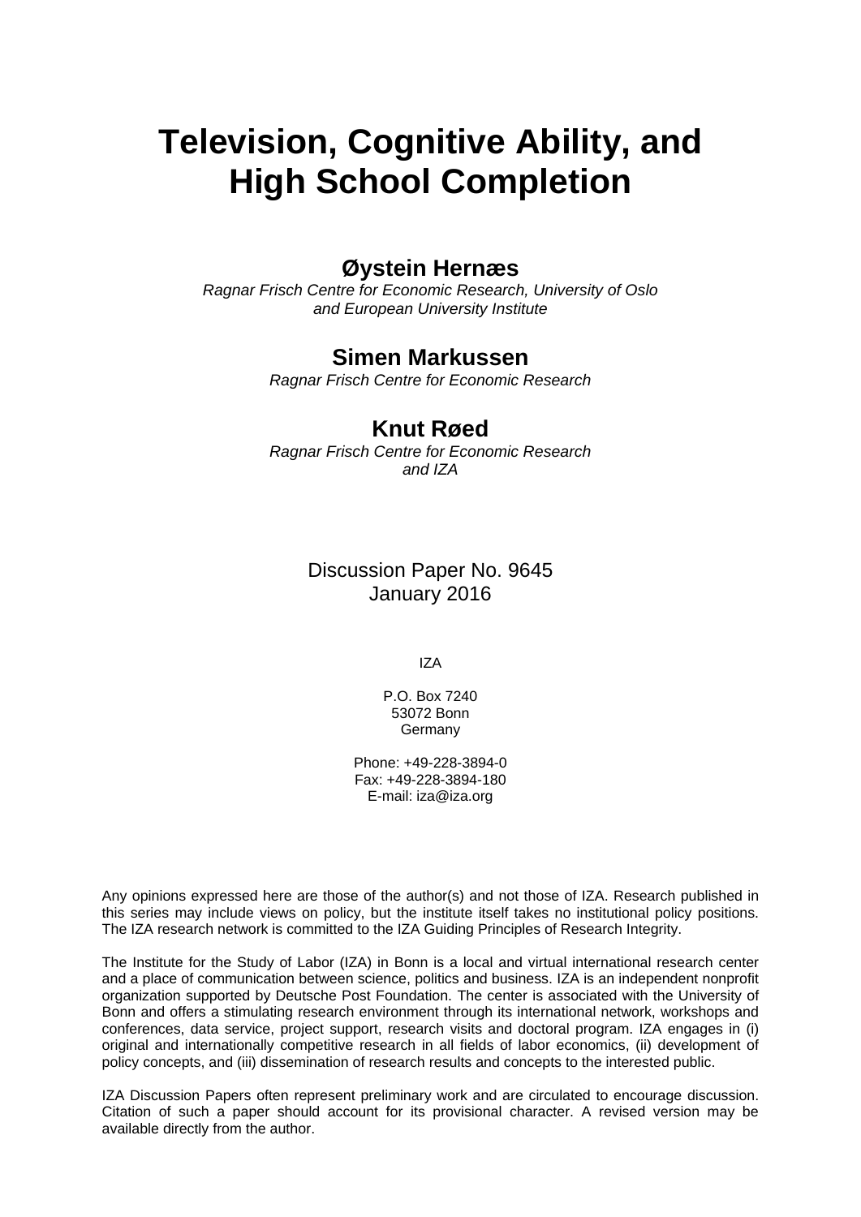# Television, Cognitive Ability, and High School Completion

**Øystein Hernæs**
*Ragnar Frisch Centre for Economic Research, University of Oslo and European University Institute*

**Simen Markussen**
*Ragnar Frisch Centre for Economic Research*

**Knut Røed**
*Ragnar Frisch Centre for Economic Research and IZA*

Discussion Paper No. 9645
January 2016

IZA

P.O. Box 7240
53072 Bonn
Germany

Phone: +49-228-3894-0
Fax: +49-228-3894-180
E-mail: iza@iza.org

Any opinions expressed here are those of the author(s) and not those of IZA. Research published in this series may include views on policy, but the institute itself takes no institutional policy positions. The IZA research network is committed to the IZA Guiding Principles of Research Integrity.

The Institute for the Study of Labor (IZA) in Bonn is a local and virtual international research center and a place of communication between science, politics and business. IZA is an independent nonprofit organization supported by Deutsche Post Foundation. The center is associated with the University of Bonn and offers a stimulating research environment through its international network, workshops and conferences, data service, project support, research visits and doctoral program. IZA engages in (i) original and internationally competitive research in all fields of labor economics, (ii) development of policy concepts, and (iii) dissemination of research results and concepts to the interested public.

IZA Discussion Papers often represent preliminary work and are circulated to encourage discussion. Citation of such a paper should account for its provisional character. A revised version may be available directly from the author.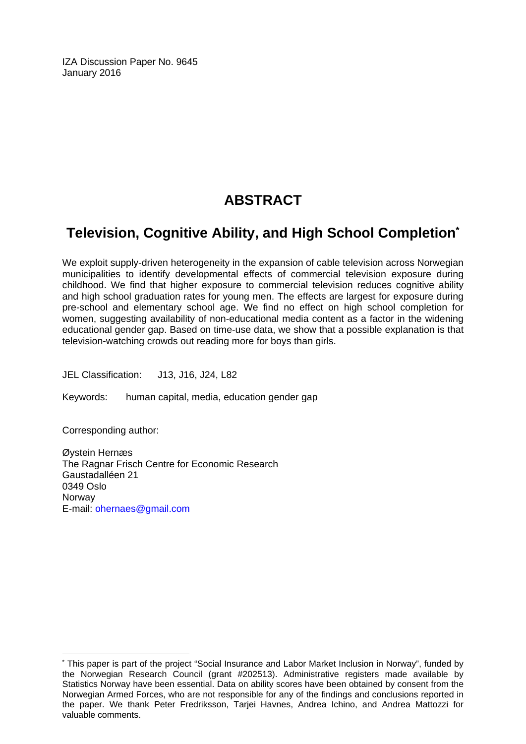IZA Discussion Paper No. 9645
January 2016

# ABSTRACT

## Television, Cognitive Ability, and High School Completion[*]

We exploit supply-driven heterogeneity in the expansion of cable television across Norwegian municipalities to identify developmental effects of commercial television exposure during childhood. We find that higher exposure to commercial television reduces cognitive ability and high school graduation rates for young men. The effects are largest for exposure during pre-school and elementary school age. We find no effect on high school completion for women, suggesting availability of non-educational media content as a factor in the widening educational gender gap. Based on time-use data, we show that a possible explanation is that television-watching crowds out reading more for boys than girls.

JEL Classification: J13, J16, J24, L82

Keywords: human capital, media, education gender gap

Corresponding author:

Øystein Hernæs
The Ragnar Frisch Centre for Economic Research
Gaustadalléen 21
0349 Oslo
Norway
E-mail: ohernaes@gmail.com

[*] This paper is part of the project "Social Insurance and Labor Market Inclusion in Norway", funded by the Norwegian Research Council (grant #202513). Administrative registers made available by Statistics Norway have been essential. Data on ability scores have been obtained by consent from the Norwegian Armed Forces, who are not responsible for any of the findings and conclusions reported in the paper. We thank Peter Fredriksson, Tarjei Havnes, Andrea Ichino, and Andrea Mattozzi for valuable comments.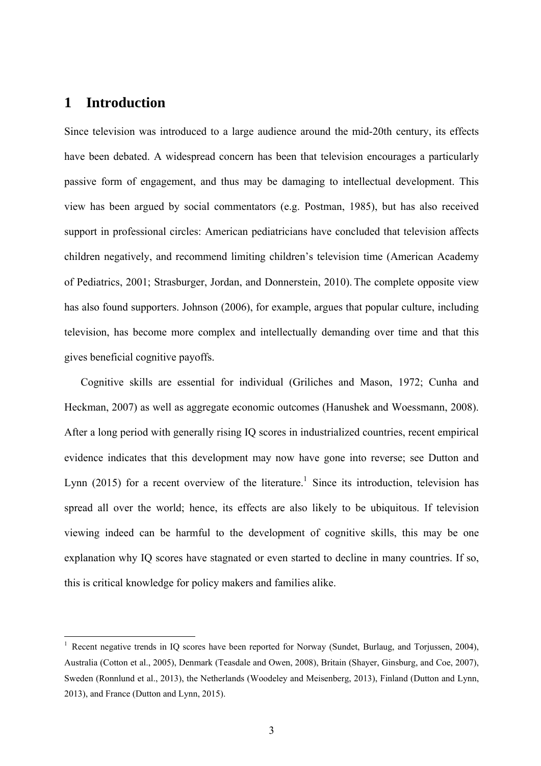# 1 Introduction

Since television was introduced to a large audience around the mid-20th century, its effects have been debated. A widespread concern has been that television encourages a particularly passive form of engagement, and thus may be damaging to intellectual development. This view has been argued by social commentators (e.g. Postman, 1985), but has also received support in professional circles: American pediatricians have concluded that television affects children negatively, and recommend limiting children's television time (American Academy of Pediatrics, 2001; Strasburger, Jordan, and Donnerstein, 2010). The complete opposite view has also found supporters. Johnson (2006), for example, argues that popular culture, including television, has become more complex and intellectually demanding over time and that this gives beneficial cognitive payoffs.

Cognitive skills are essential for individual (Griliches and Mason, 1972; Cunha and Heckman, 2007) as well as aggregate economic outcomes (Hanushek and Woessmann, 2008). After a long period with generally rising IQ scores in industrialized countries, recent empirical evidence indicates that this development may now have gone into reverse; see Dutton and Lynn (2015) for a recent overview of the literature.[1] Since its introduction, television has spread all over the world; hence, its effects are also likely to be ubiquitous. If television viewing indeed can be harmful to the development of cognitive skills, this may be one explanation why IQ scores have stagnated or even started to decline in many countries. If so, this is critical knowledge for policy makers and families alike.

---

[1] Recent negative trends in IQ scores have been reported for Norway (Sundet, Burlaug, and Torjussen, 2004), Australia (Cotton et al., 2005), Denmark (Teasdale and Owen, 2008), Britain (Shayer, Ginsburg, and Coe, 2007), Sweden (Ronnlund et al., 2013), the Netherlands (Woodeley and Meisenberg, 2013), Finland (Dutton and Lynn, 2013), and France (Dutton and Lynn, 2015).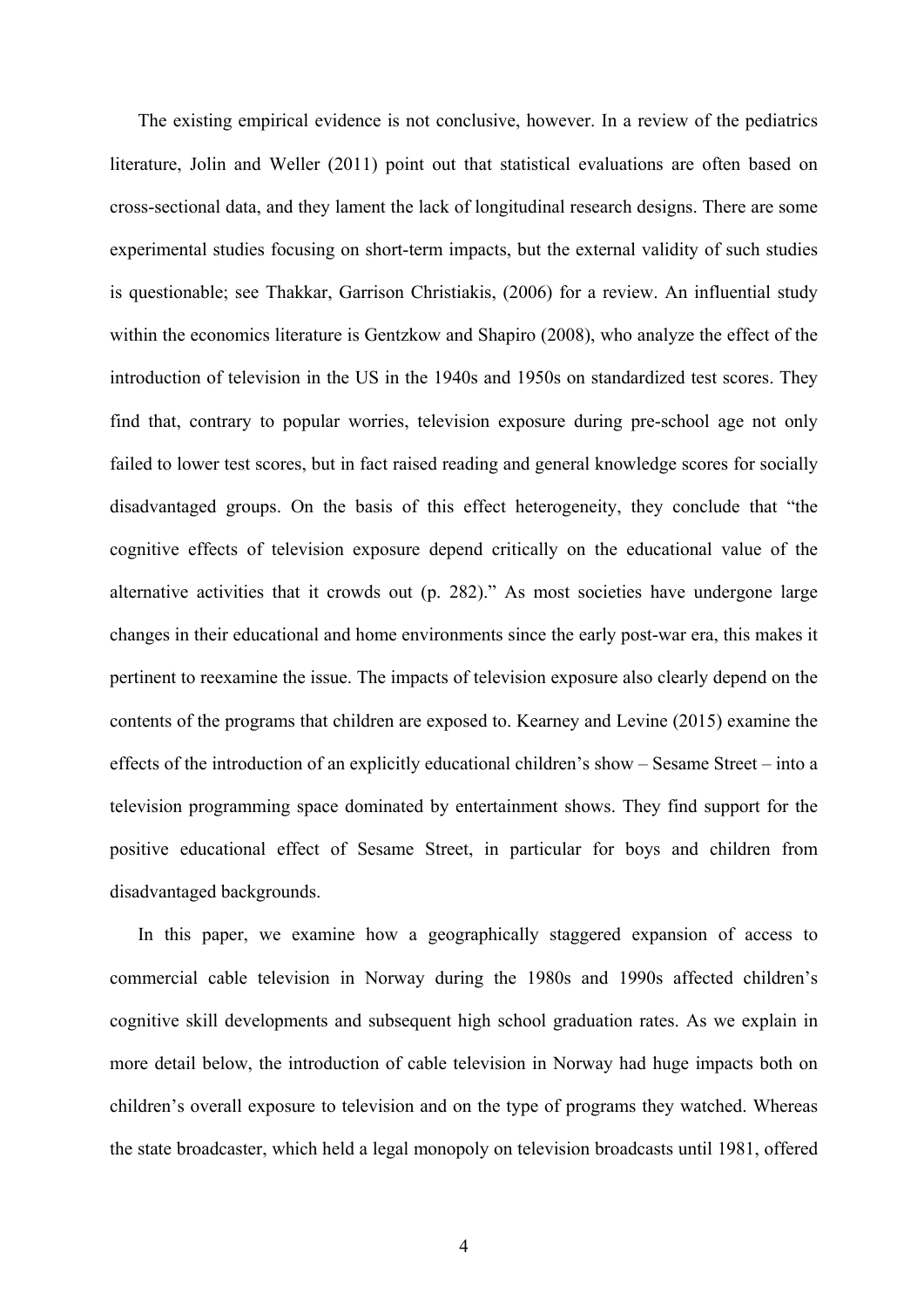The existing empirical evidence is not conclusive, however. In a review of the pediatrics literature, Jolin and Weller (2011) point out that statistical evaluations are often based on cross-sectional data, and they lament the lack of longitudinal research designs. There are some experimental studies focusing on short-term impacts, but the external validity of such studies is questionable; see Thakkar, Garrison Christiakis, (2006) for a review. An influential study within the economics literature is Gentzkow and Shapiro (2008), who analyze the effect of the introduction of television in the US in the 1940s and 1950s on standardized test scores. They find that, contrary to popular worries, television exposure during pre-school age not only failed to lower test scores, but in fact raised reading and general knowledge scores for socially disadvantaged groups. On the basis of this effect heterogeneity, they conclude that "the cognitive effects of television exposure depend critically on the educational value of the alternative activities that it crowds out (p. 282)." As most societies have undergone large changes in their educational and home environments since the early post-war era, this makes it pertinent to reexamine the issue. The impacts of television exposure also clearly depend on the contents of the programs that children are exposed to. Kearney and Levine (2015) examine the effects of the introduction of an explicitly educational children's show – Sesame Street – into a television programming space dominated by entertainment shows. They find support for the positive educational effect of Sesame Street, in particular for boys and children from disadvantaged backgrounds.

In this paper, we examine how a geographically staggered expansion of access to commercial cable television in Norway during the 1980s and 1990s affected children's cognitive skill developments and subsequent high school graduation rates. As we explain in more detail below, the introduction of cable television in Norway had huge impacts both on children's overall exposure to television and on the type of programs they watched. Whereas the state broadcaster, which held a legal monopoly on television broadcasts until 1981, offered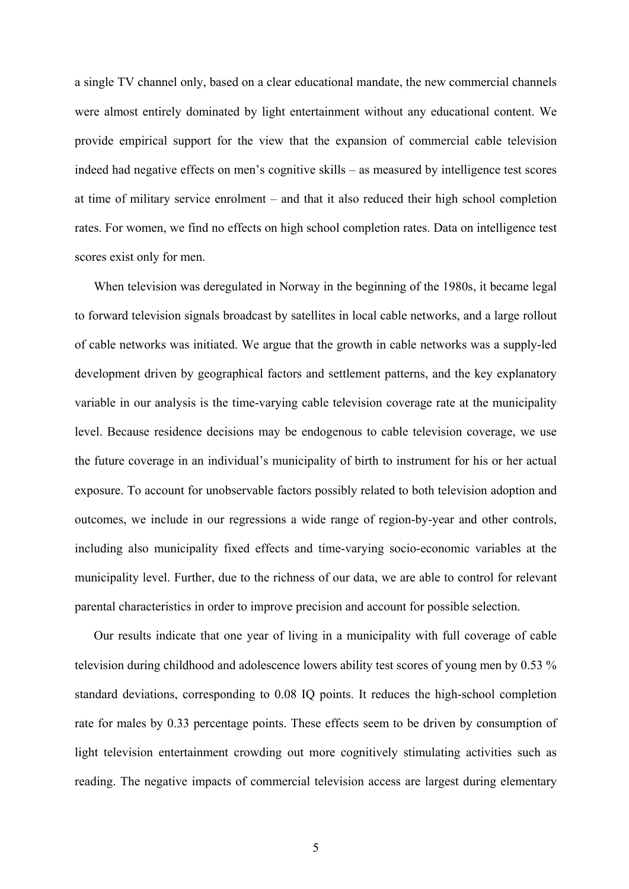a single TV channel only, based on a clear educational mandate, the new commercial channels were almost entirely dominated by light entertainment without any educational content. We provide empirical support for the view that the expansion of commercial cable television indeed had negative effects on men's cognitive skills – as measured by intelligence test scores at time of military service enrolment – and that it also reduced their high school completion rates. For women, we find no effects on high school completion rates. Data on intelligence test scores exist only for men.

When television was deregulated in Norway in the beginning of the 1980s, it became legal to forward television signals broadcast by satellites in local cable networks, and a large rollout of cable networks was initiated. We argue that the growth in cable networks was a supply-led development driven by geographical factors and settlement patterns, and the key explanatory variable in our analysis is the time-varying cable television coverage rate at the municipality level. Because residence decisions may be endogenous to cable television coverage, we use the future coverage in an individual's municipality of birth to instrument for his or her actual exposure. To account for unobservable factors possibly related to both television adoption and outcomes, we include in our regressions a wide range of region-by-year and other controls, including also municipality fixed effects and time-varying socio-economic variables at the municipality level. Further, due to the richness of our data, we are able to control for relevant parental characteristics in order to improve precision and account for possible selection.

Our results indicate that one year of living in a municipality with full coverage of cable television during childhood and adolescence lowers ability test scores of young men by 0.53 % standard deviations, corresponding to 0.08 IQ points. It reduces the high-school completion rate for males by 0.33 percentage points. These effects seem to be driven by consumption of light television entertainment crowding out more cognitively stimulating activities such as reading. The negative impacts of commercial television access are largest during elementary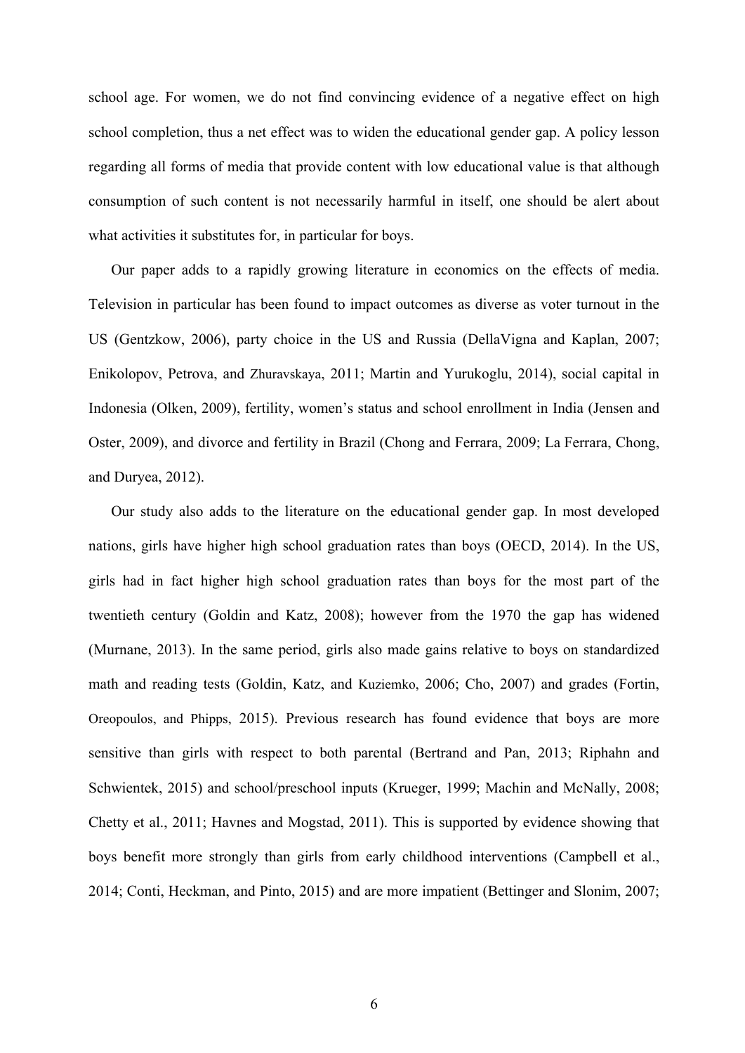school age. For women, we do not find convincing evidence of a negative effect on high school completion, thus a net effect was to widen the educational gender gap. A policy lesson regarding all forms of media that provide content with low educational value is that although consumption of such content is not necessarily harmful in itself, one should be alert about what activities it substitutes for, in particular for boys.

Our paper adds to a rapidly growing literature in economics on the effects of media. Television in particular has been found to impact outcomes as diverse as voter turnout in the US (Gentzkow, 2006), party choice in the US and Russia (DellaVigna and Kaplan, 2007; Enikolopov, Petrova, and Zhuravskaya, 2011; Martin and Yurukoglu, 2014), social capital in Indonesia (Olken, 2009), fertility, women's status and school enrollment in India (Jensen and Oster, 2009), and divorce and fertility in Brazil (Chong and Ferrara, 2009; La Ferrara, Chong, and Duryea, 2012).

Our study also adds to the literature on the educational gender gap. In most developed nations, girls have higher high school graduation rates than boys (OECD, 2014). In the US, girls had in fact higher high school graduation rates than boys for the most part of the twentieth century (Goldin and Katz, 2008); however from the 1970 the gap has widened (Murnane, 2013). In the same period, girls also made gains relative to boys on standardized math and reading tests (Goldin, Katz, and Kuziemko, 2006; Cho, 2007) and grades (Fortin, Oreopoulos, and Phipps, 2015). Previous research has found evidence that boys are more sensitive than girls with respect to both parental (Bertrand and Pan, 2013; Riphahn and Schwientek, 2015) and school/preschool inputs (Krueger, 1999; Machin and McNally, 2008; Chetty et al., 2011; Havnes and Mogstad, 2011). This is supported by evidence showing that boys benefit more strongly than girls from early childhood interventions (Campbell et al., 2014; Conti, Heckman, and Pinto, 2015) and are more impatient (Bettinger and Slonim, 2007;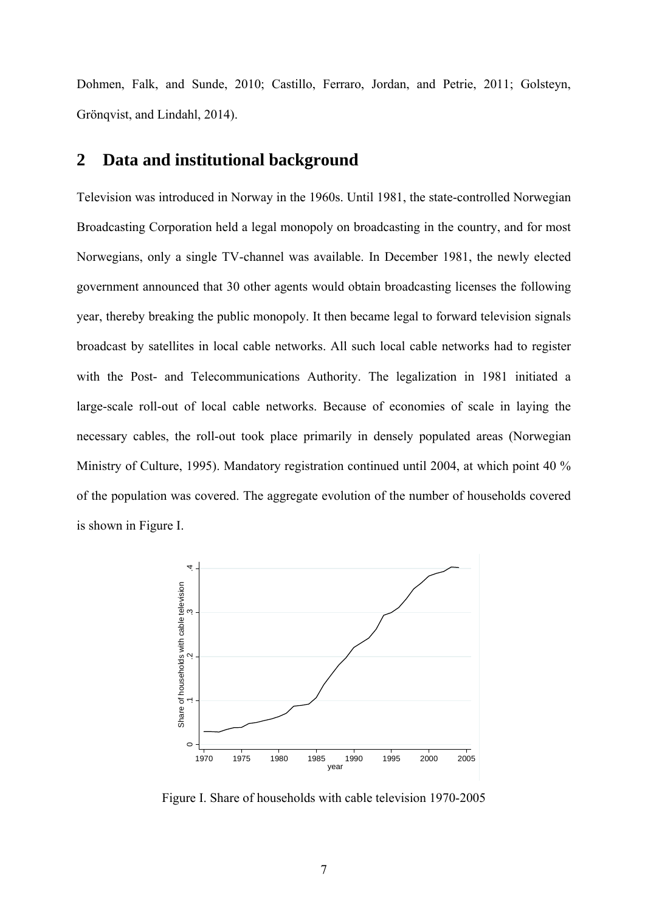Dohmen, Falk, and Sunde, 2010; Castillo, Ferraro, Jordan, and Petrie, 2011; Golsteyn, Grönqvist, and Lindahl, 2014).

## 2 Data and institutional background

Television was introduced in Norway in the 1960s. Until 1981, the state-controlled Norwegian Broadcasting Corporation held a legal monopoly on broadcasting in the country, and for most Norwegians, only a single TV-channel was available. In December 1981, the newly elected government announced that 30 other agents would obtain broadcasting licenses the following year, thereby breaking the public monopoly. It then became legal to forward television signals broadcast by satellites in local cable networks. All such local cable networks had to register with the Post- and Telecommunications Authority. The legalization in 1981 initiated a large-scale roll-out of local cable networks. Because of economies of scale in laying the necessary cables, the roll-out took place primarily in densely populated areas (Norwegian Ministry of Culture, 1995). Mandatory registration continued until 2004, at which point 40 % of the population was covered. The aggregate evolution of the number of households covered is shown in Figure I.

Figure I. Share of households with cable television 1970-2005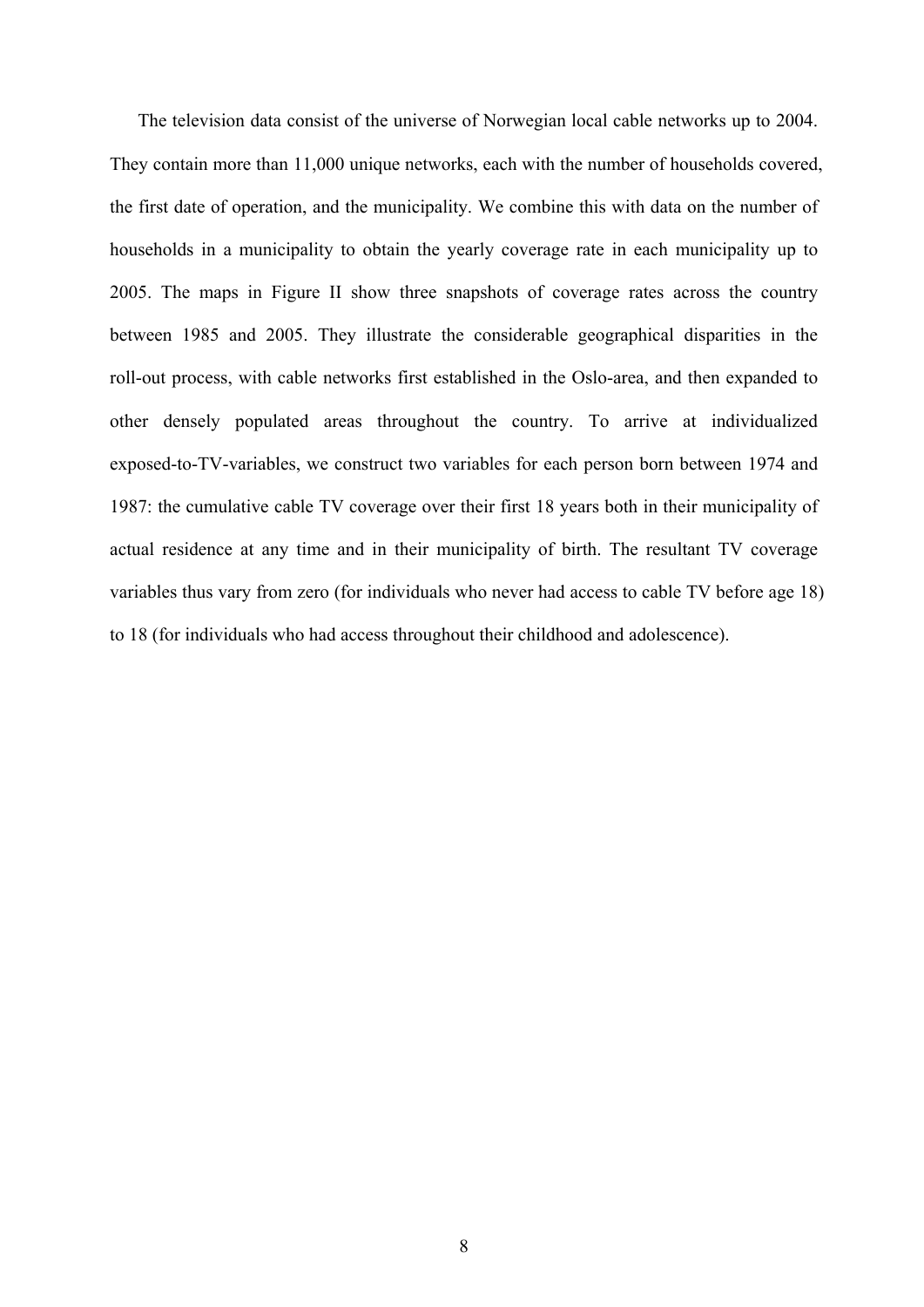The television data consist of the universe of Norwegian local cable networks up to 2004. They contain more than 11,000 unique networks, each with the number of households covered, the first date of operation, and the municipality. We combine this with data on the number of households in a municipality to obtain the yearly coverage rate in each municipality up to 2005. The maps in Figure II show three snapshots of coverage rates across the country between 1985 and 2005. They illustrate the considerable geographical disparities in the roll-out process, with cable networks first established in the Oslo-area, and then expanded to other densely populated areas throughout the country. To arrive at individualized exposed-to-TV-variables, we construct two variables for each person born between 1974 and 1987: the cumulative cable TV coverage over their first 18 years both in their municipality of actual residence at any time and in their municipality of birth. The resultant TV coverage variables thus vary from zero (for individuals who never had access to cable TV before age 18) to 18 (for individuals who had access throughout their childhood and adolescence).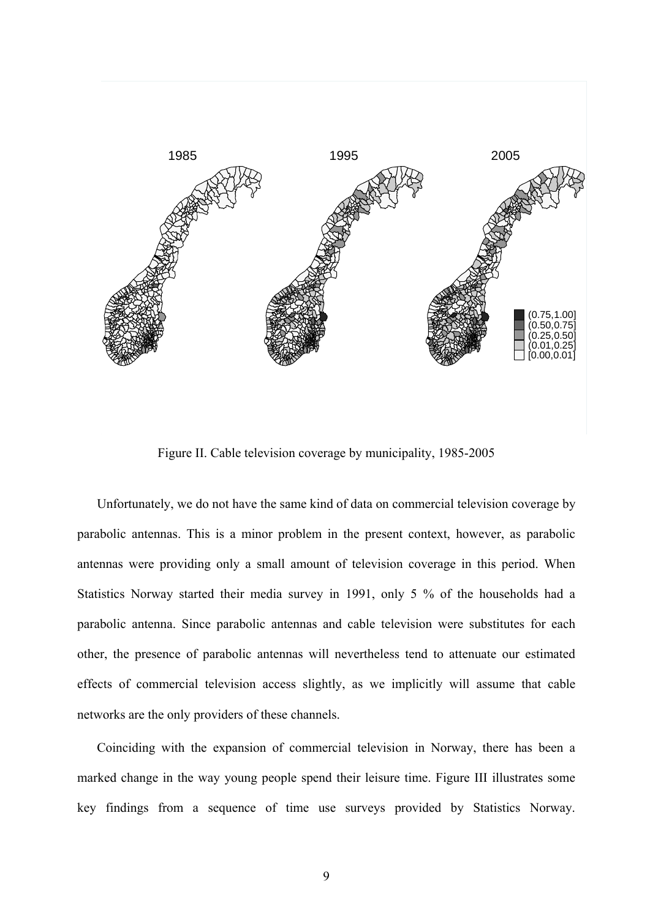Figure II. Cable television coverage by municipality, 1985-2005

Unfortunately, we do not have the same kind of data on commercial television coverage by parabolic antennas. This is a minor problem in the present context, however, as parabolic antennas were providing only a small amount of television coverage in this period. When Statistics Norway started their media survey in 1991, only 5 % of the households had a parabolic antenna. Since parabolic antennas and cable television were substitutes for each other, the presence of parabolic antennas will nevertheless tend to attenuate our estimated effects of commercial television access slightly, as we implicitly will assume that cable networks are the only providers of these channels.

Coinciding with the expansion of commercial television in Norway, there has been a marked change in the way young people spend their leisure time. Figure III illustrates some key findings from a sequence of time use surveys provided by Statistics Norway.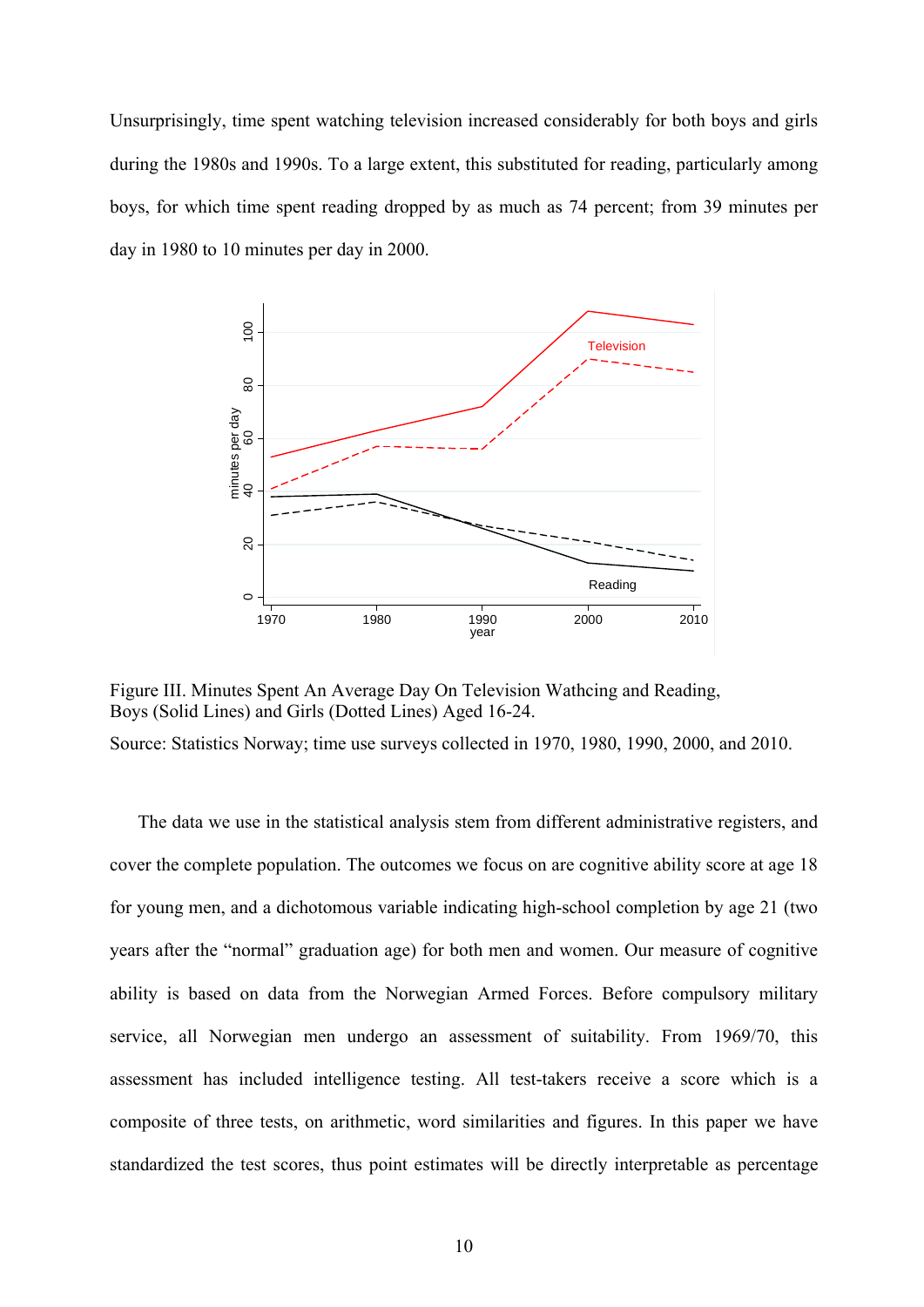Unsurprisingly, time spent watching television increased considerably for both boys and girls during the 1980s and 1990s. To a large extent, this substituted for reading, particularly among boys, for which time spent reading dropped by as much as 74 percent; from 39 minutes per day in 1980 to 10 minutes per day in 2000.

Figure III. Minutes Spent An Average Day On Television Wathcing and Reading, Boys (Solid Lines) and Girls (Dotted Lines) Aged 16-24.

Source: Statistics Norway; time use surveys collected in 1970, 1980, 1990, 2000, and 2010.

The data we use in the statistical analysis stem from different administrative registers, and cover the complete population. The outcomes we focus on are cognitive ability score at age 18 for young men, and a dichotomous variable indicating high-school completion by age 21 (two years after the "normal" graduation age) for both men and women. Our measure of cognitive ability is based on data from the Norwegian Armed Forces. Before compulsory military service, all Norwegian men undergo an assessment of suitability. From 1969/70, this assessment has included intelligence testing. All test-takers receive a score which is a composite of three tests, on arithmetic, word similarities and figures. In this paper we have standardized the test scores, thus point estimates will be directly interpretable as percentage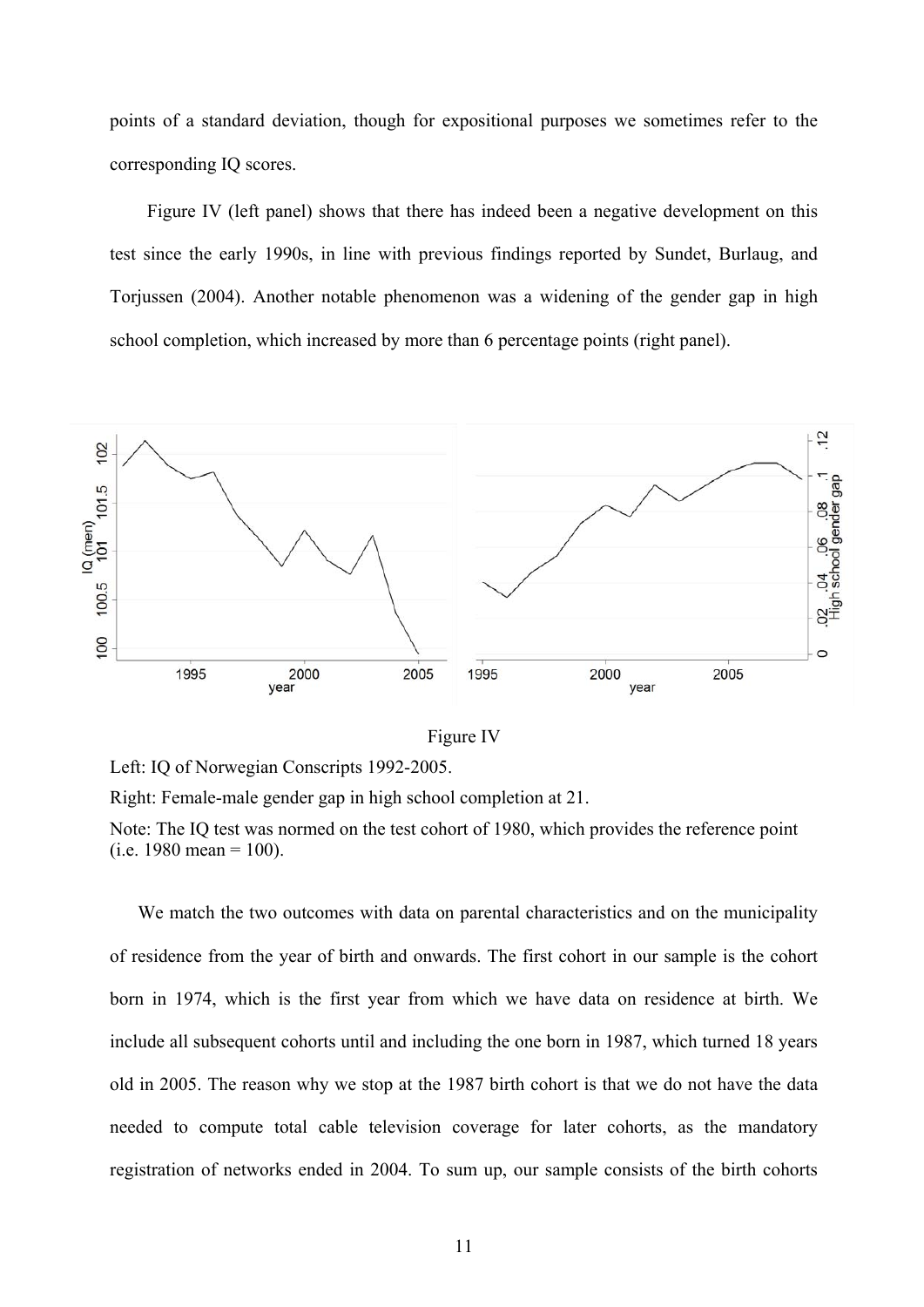points of a standard deviation, though for expositional purposes we sometimes refer to the corresponding IQ scores.

Figure IV (left panel) shows that there has indeed been a negative development on this test since the early 1990s, in line with previous findings reported by Sundet, Burlaug, and Torjussen (2004). Another notable phenomenon was a widening of the gender gap in high school completion, which increased by more than 6 percentage points (right panel).

Figure IV

Left: IQ of Norwegian Conscripts 1992-2005.

Right: Female-male gender gap in high school completion at 21.

Note: The IQ test was normed on the test cohort of 1980, which provides the reference point (i.e. 1980 mean = 100).

We match the two outcomes with data on parental characteristics and on the municipality of residence from the year of birth and onwards. The first cohort in our sample is the cohort born in 1974, which is the first year from which we have data on residence at birth. We include all subsequent cohorts until and including the one born in 1987, which turned 18 years old in 2005. The reason why we stop at the 1987 birth cohort is that we do not have the data needed to compute total cable television coverage for later cohorts, as the mandatory registration of networks ended in 2004. To sum up, our sample consists of the birth cohorts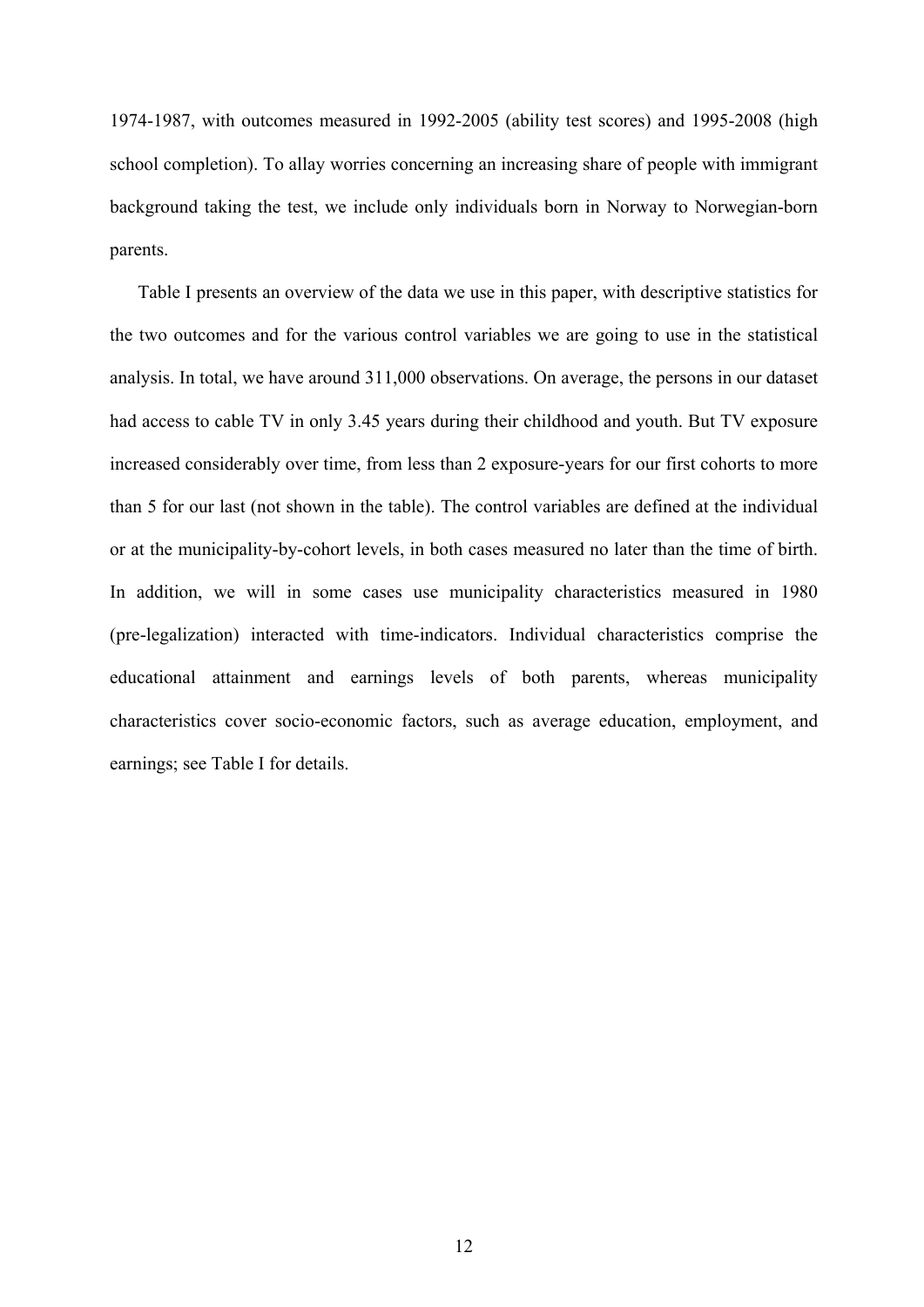1974-1987, with outcomes measured in 1992-2005 (ability test scores) and 1995-2008 (high school completion). To allay worries concerning an increasing share of people with immigrant background taking the test, we include only individuals born in Norway to Norwegian-born parents.

Table I presents an overview of the data we use in this paper, with descriptive statistics for the two outcomes and for the various control variables we are going to use in the statistical analysis. In total, we have around 311,000 observations. On average, the persons in our dataset had access to cable TV in only 3.45 years during their childhood and youth. But TV exposure increased considerably over time, from less than 2 exposure-years for our first cohorts to more than 5 for our last (not shown in the table). The control variables are defined at the individual or at the municipality-by-cohort levels, in both cases measured no later than the time of birth. In addition, we will in some cases use municipality characteristics measured in 1980 (pre-legalization) interacted with time-indicators. Individual characteristics comprise the educational attainment and earnings levels of both parents, whereas municipality characteristics cover socio-economic factors, such as average education, employment, and earnings; see Table I for details.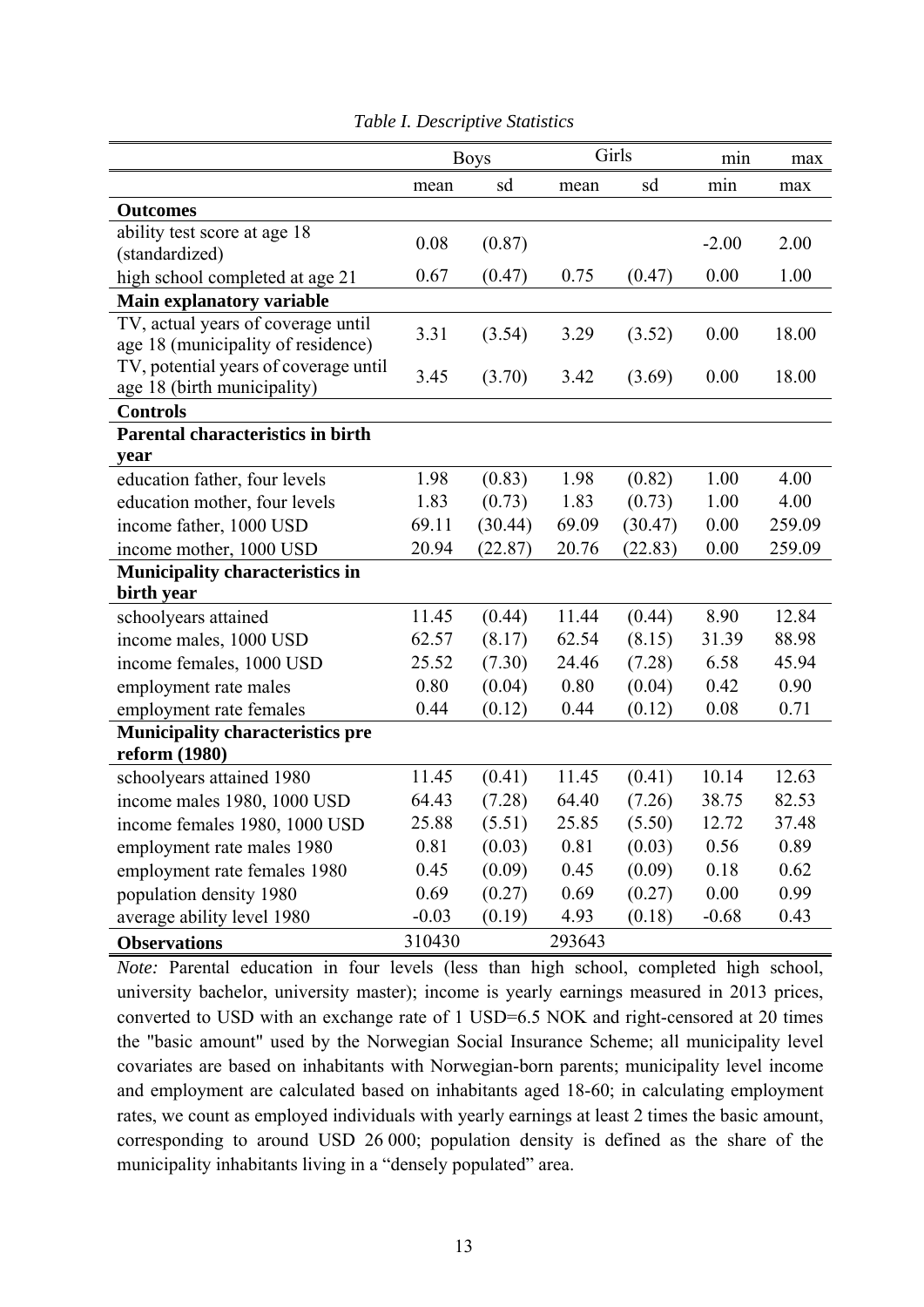*Table I. Descriptive Statistics*

| | Boys | | Girls | | min | max |
|---|---|---|---|---|---|---|
| | mean | sd | mean | sd | min | max |
| **Outcomes** | | | | | | |
| ability test score at age 18 (standardized) | 0.08 | (0.87) | | | -2.00 | 2.00 |
| high school completed at age 21 | 0.67 | (0.47) | 0.75 | (0.47) | 0.00 | 1.00 |
| **Main explanatory variable** | | | | | | |
| TV, actual years of coverage until age 18 (municipality of residence) | 3.31 | (3.54) | 3.29 | (3.52) | 0.00 | 18.00 |
| TV, potential years of coverage until age 18 (birth municipality) | 3.45 | (3.70) | 3.42 | (3.69) | 0.00 | 18.00 |
| **Controls** | | | | | | |
| **Parental characteristics in birth year** | | | | | | |
| education father, four levels | 1.98 | (0.83) | 1.98 | (0.82) | 1.00 | 4.00 |
| education mother, four levels | 1.83 | (0.73) | 1.83 | (0.73) | 1.00 | 4.00 |
| income father, 1000 USD | 69.11 | (30.44) | 69.09 | (30.47) | 0.00 | 259.09 |
| income mother, 1000 USD | 20.94 | (22.87) | 20.76 | (22.83) | 0.00 | 259.09 |
| **Municipality characteristics in birth year** | | | | | | |
| schoolyears attained | 11.45 | (0.44) | 11.44 | (0.44) | 8.90 | 12.84 |
| income males, 1000 USD | 62.57 | (8.17) | 62.54 | (8.15) | 31.39 | 88.98 |
| income females, 1000 USD | 25.52 | (7.30) | 24.46 | (7.28) | 6.58 | 45.94 |
| employment rate males | 0.80 | (0.04) | 0.80 | (0.04) | 0.42 | 0.90 |
| employment rate females | 0.44 | (0.12) | 0.44 | (0.12) | 0.08 | 0.71 |
| **Municipality characteristics pre reform (1980)** | | | | | | |
| schoolyears attained 1980 | 11.45 | (0.41) | 11.45 | (0.41) | 10.14 | 12.63 |
| income males 1980, 1000 USD | 64.43 | (7.28) | 64.40 | (7.26) | 38.75 | 82.53 |
| income females 1980, 1000 USD | 25.88 | (5.51) | 25.85 | (5.50) | 12.72 | 37.48 |
| employment rate males 1980 | 0.81 | (0.03) | 0.81 | (0.03) | 0.56 | 0.89 |
| employment rate females 1980 | 0.45 | (0.09) | 0.45 | (0.09) | 0.18 | 0.62 |
| population density 1980 | 0.69 | (0.27) | 0.69 | (0.27) | 0.00 | 0.99 |
| average ability level 1980 | -0.03 | (0.19) | 4.93 | (0.18) | -0.68 | 0.43 |
| **Observations** | 310430 | | 293643 | | | |

*Note:* Parental education in four levels (less than high school, completed high school, university bachelor, university master); income is yearly earnings measured in 2013 prices, converted to USD with an exchange rate of 1 USD=6.5 NOK and right-censored at 20 times the "basic amount" used by the Norwegian Social Insurance Scheme; all municipality level covariates are based on inhabitants with Norwegian-born parents; municipality level income and employment are calculated based on inhabitants aged 18-60; in calculating employment rates, we count as employed individuals with yearly earnings at least 2 times the basic amount, corresponding to around USD 26 000; population density is defined as the share of the municipality inhabitants living in a "densely populated" area.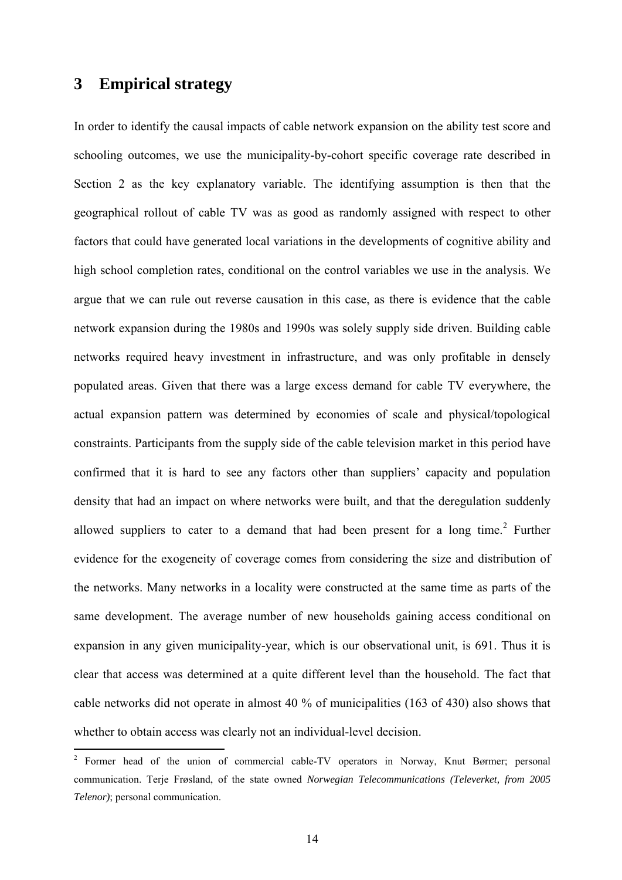## 3 Empirical strategy

In order to identify the causal impacts of cable network expansion on the ability test score and schooling outcomes, we use the municipality-by-cohort specific coverage rate described in Section 2 as the key explanatory variable. The identifying assumption is then that the geographical rollout of cable TV was as good as randomly assigned with respect to other factors that could have generated local variations in the developments of cognitive ability and high school completion rates, conditional on the control variables we use in the analysis. We argue that we can rule out reverse causation in this case, as there is evidence that the cable network expansion during the 1980s and 1990s was solely supply side driven. Building cable networks required heavy investment in infrastructure, and was only profitable in densely populated areas. Given that there was a large excess demand for cable TV everywhere, the actual expansion pattern was determined by economies of scale and physical/topological constraints. Participants from the supply side of the cable television market in this period have confirmed that it is hard to see any factors other than suppliers' capacity and population density that had an impact on where networks were built, and that the deregulation suddenly allowed suppliers to cater to a demand that had been present for a long time.[2] Further evidence for the exogeneity of coverage comes from considering the size and distribution of the networks. Many networks in a locality were constructed at the same time as parts of the same development. The average number of new households gaining access conditional on expansion in any given municipality-year, which is our observational unit, is 691. Thus it is clear that access was determined at a quite different level than the household. The fact that cable networks did not operate in almost 40 % of municipalities (163 of 430) also shows that whether to obtain access was clearly not an individual-level decision.

---

[2] Former head of the union of commercial cable-TV operators in Norway, Knut Børmer; personal communication. Terje Frøsland, of the state owned *Norwegian Telecommunications (Televerket, from 2005 Telenor)*; personal communication.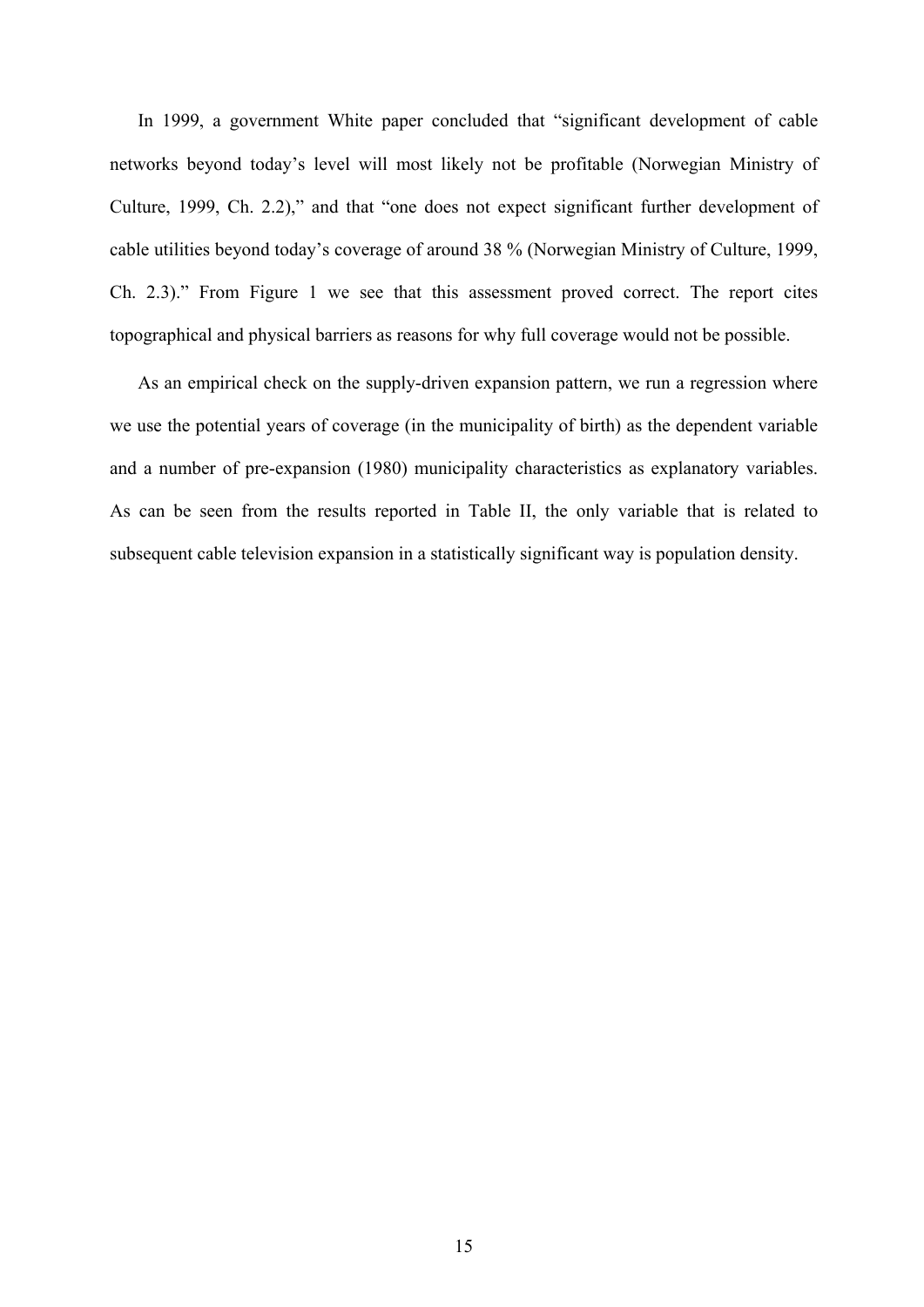In 1999, a government White paper concluded that "significant development of cable networks beyond today's level will most likely not be profitable (Norwegian Ministry of Culture, 1999, Ch. 2.2)," and that "one does not expect significant further development of cable utilities beyond today's coverage of around 38 % (Norwegian Ministry of Culture, 1999, Ch. 2.3)." From Figure 1 we see that this assessment proved correct. The report cites topographical and physical barriers as reasons for why full coverage would not be possible.

As an empirical check on the supply-driven expansion pattern, we run a regression where we use the potential years of coverage (in the municipality of birth) as the dependent variable and a number of pre-expansion (1980) municipality characteristics as explanatory variables. As can be seen from the results reported in Table II, the only variable that is related to subsequent cable television expansion in a statistically significant way is population density.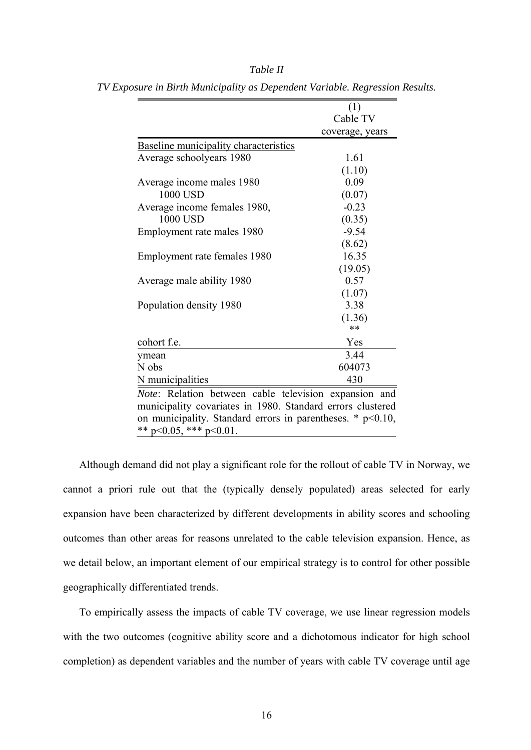*Table II*

*TV Exposure in Birth Municipality as Dependent Variable. Regression Results.*

| | (1) Cable TV coverage, years |
|---|---|
| Baseline municipality characteristics | |
| Average schoolyears 1980 | 1.61 |
| | (1.10) |
| Average income males 1980 1000 USD | 0.09 |
| | (0.07) |
| Average income females 1980, 1000 USD | -0.23 |
| | (0.35) |
| Employment rate males 1980 | -9.54 |
| | (8.62) |
| Employment rate females 1980 | 16.35 |
| | (19.05) |
| Average male ability 1980 | 0.57 |
| | (1.07) |
| Population density 1980 | 3.38 |
| | (1.36) ** |
| cohort f.e. | Yes |
| ymean | 3.44 |
| N obs | 604073 |
| N municipalities | 430 |

*Note*: Relation between cable television expansion and municipality covariates in 1980. Standard errors clustered on municipality. Standard errors in parentheses. * p<0.10, ** p<0.05, *** p<0.01.

Although demand did not play a significant role for the rollout of cable TV in Norway, we cannot a priori rule out that the (typically densely populated) areas selected for early expansion have been characterized by different developments in ability scores and schooling outcomes than other areas for reasons unrelated to the cable television expansion. Hence, as we detail below, an important element of our empirical strategy is to control for other possible geographically differentiated trends.

To empirically assess the impacts of cable TV coverage, we use linear regression models with the two outcomes (cognitive ability score and a dichotomous indicator for high school completion) as dependent variables and the number of years with cable TV coverage until age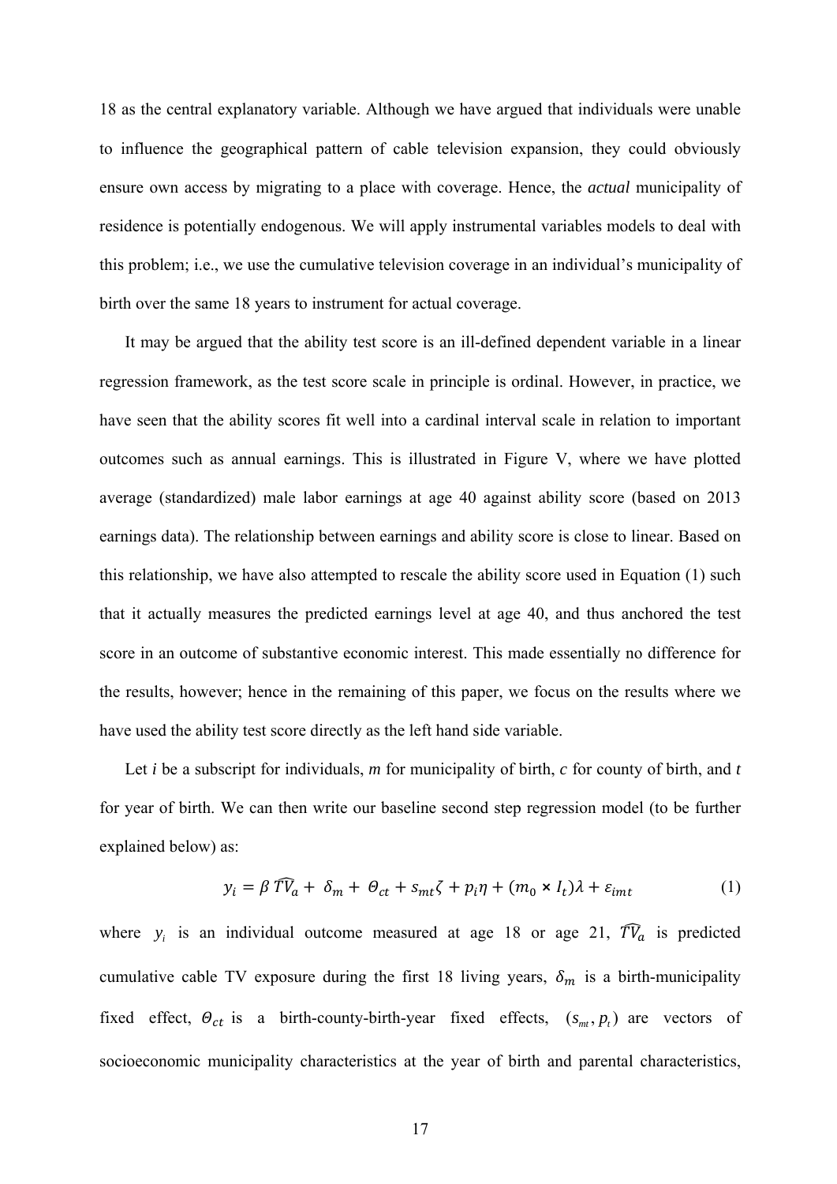18 as the central explanatory variable. Although we have argued that individuals were unable to influence the geographical pattern of cable television expansion, they could obviously ensure own access by migrating to a place with coverage. Hence, the *actual* municipality of residence is potentially endogenous. We will apply instrumental variables models to deal with this problem; i.e., we use the cumulative television coverage in an individual's municipality of birth over the same 18 years to instrument for actual coverage.

It may be argued that the ability test score is an ill-defined dependent variable in a linear regression framework, as the test score scale in principle is ordinal. However, in practice, we have seen that the ability scores fit well into a cardinal interval scale in relation to important outcomes such as annual earnings. This is illustrated in Figure V, where we have plotted average (standardized) male labor earnings at age 40 against ability score (based on 2013 earnings data). The relationship between earnings and ability score is close to linear. Based on this relationship, we have also attempted to rescale the ability score used in Equation (1) such that it actually measures the predicted earnings level at age 40, and thus anchored the test score in an outcome of substantive economic interest. This made essentially no difference for the results, however; hence in the remaining of this paper, we focus on the results where we have used the ability test score directly as the left hand side variable.

Let *i* be a subscript for individuals, *m* for municipality of birth, *c* for county of birth, and *t* for year of birth. We can then write our baseline second step regression model (to be further explained below) as:

$$y_i = \beta\,\widehat{TV}_a + \delta_m + \Theta_{ct} + s_{mt}\zeta + p_i\eta + (m_0 \times I_t)\lambda + \varepsilon_{imt} \tag{1}$$

where $y_i$ is an individual outcome measured at age 18 or age 21, $\widehat{TV}_a$ is predicted cumulative cable TV exposure during the first 18 living years, $\delta_m$ is a birth-municipality fixed effect, $\Theta_{ct}$ is a birth-county-birth-year fixed effects, $(s_{mt}, p_t)$ are vectors of socioeconomic municipality characteristics at the year of birth and parental characteristics,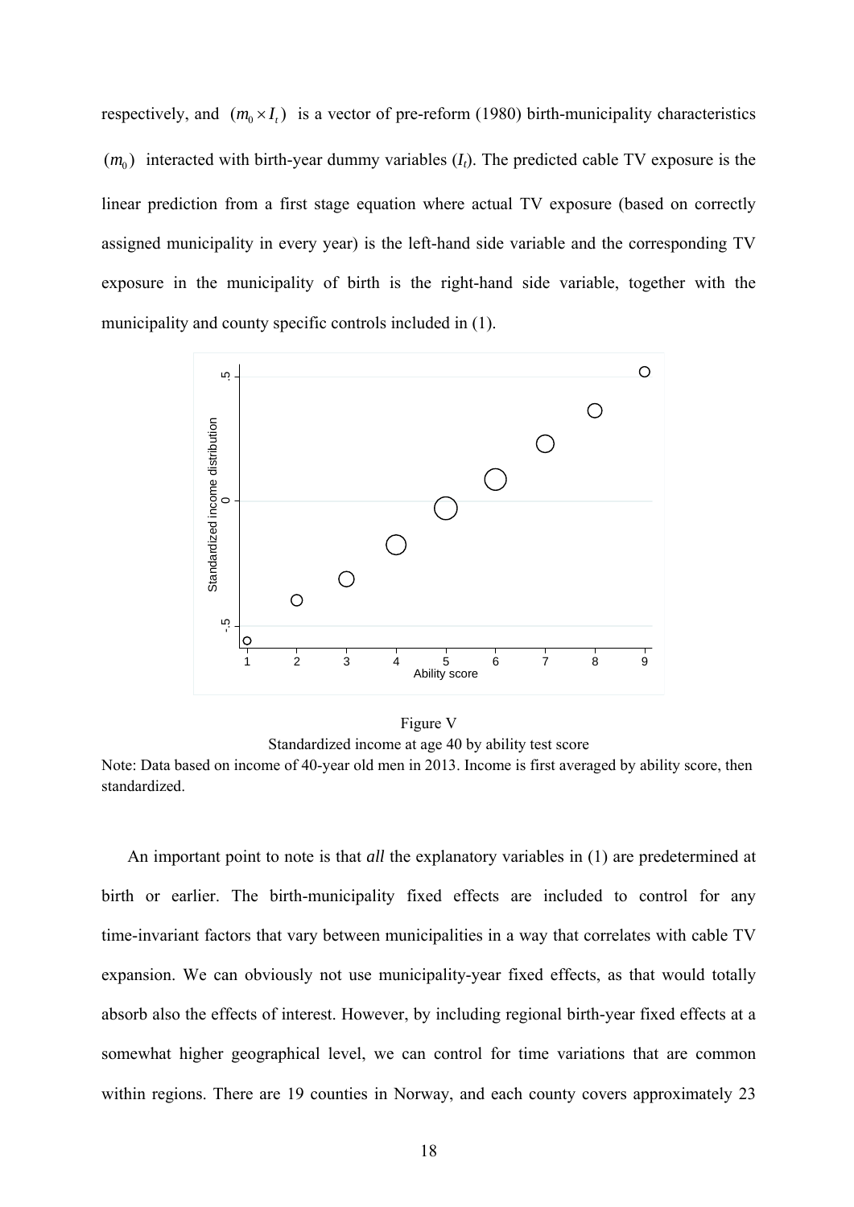respectively, and $(m_0 \times I_t)$ is a vector of pre-reform (1980) birth-municipality characteristics $(m_0)$ interacted with birth-year dummy variables ($I_t$). The predicted cable TV exposure is the linear prediction from a first stage equation where actual TV exposure (based on correctly assigned municipality in every year) is the left-hand side variable and the corresponding TV exposure in the municipality of birth is the right-hand side variable, together with the municipality and county specific controls included in (1).

Figure V
Standardized income at age 40 by ability test score
Note: Data based on income of 40-year old men in 2013. Income is first averaged by ability score, then standardized.

An important point to note is that *all* the explanatory variables in (1) are predetermined at birth or earlier. The birth-municipality fixed effects are included to control for any time-invariant factors that vary between municipalities in a way that correlates with cable TV expansion. We can obviously not use municipality-year fixed effects, as that would totally absorb also the effects of interest. However, by including regional birth-year fixed effects at a somewhat higher geographical level, we can control for time variations that are common within regions. There are 19 counties in Norway, and each county covers approximately 23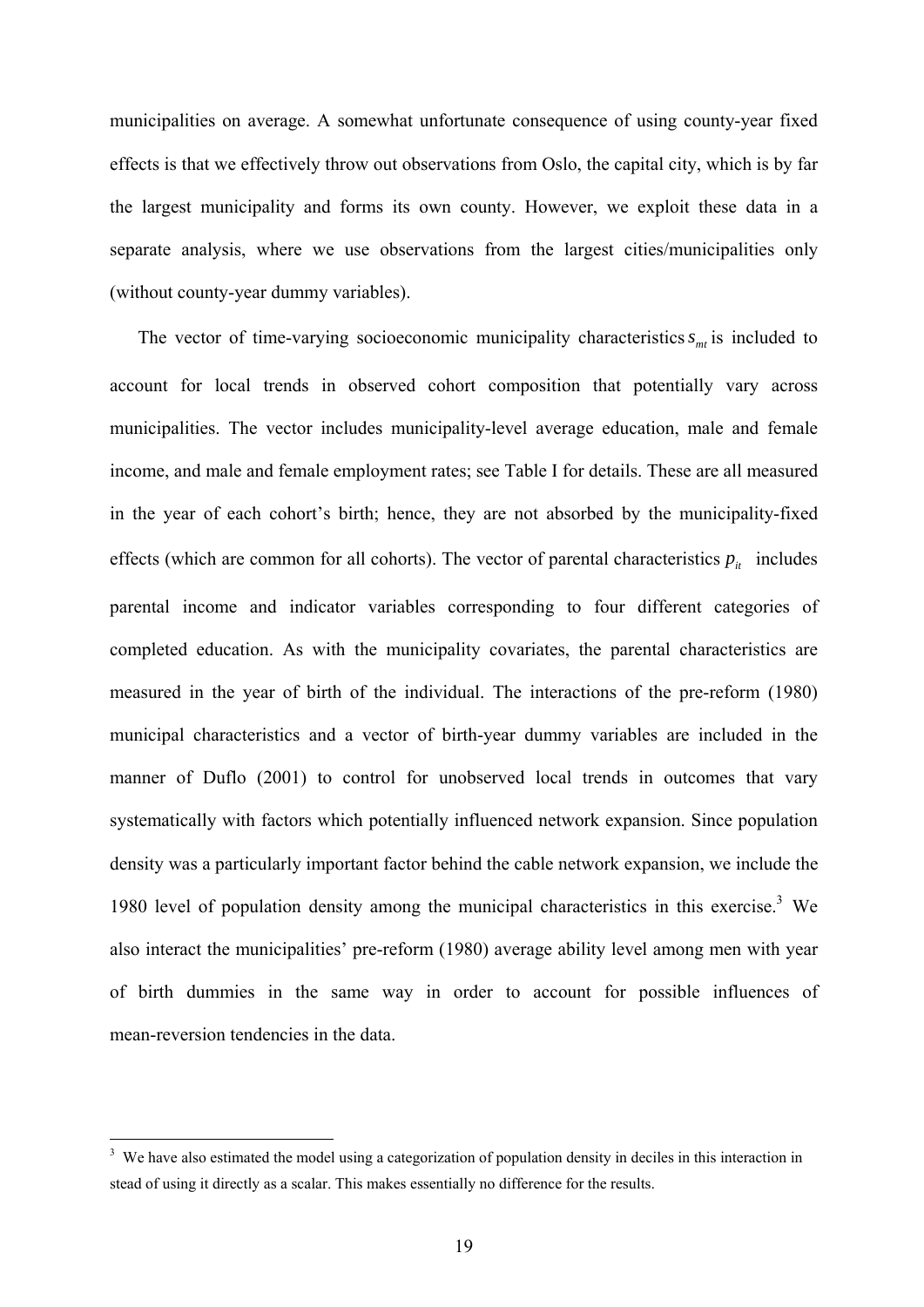municipalities on average. A somewhat unfortunate consequence of using county-year fixed effects is that we effectively throw out observations from Oslo, the capital city, which is by far the largest municipality and forms its own county. However, we exploit these data in a separate analysis, where we use observations from the largest cities/municipalities only (without county-year dummy variables).

The vector of time-varying socioeconomic municipality characteristics $s_{mt}$ is included to account for local trends in observed cohort composition that potentially vary across municipalities. The vector includes municipality-level average education, male and female income, and male and female employment rates; see Table I for details. These are all measured in the year of each cohort's birth; hence, they are not absorbed by the municipality-fixed effects (which are common for all cohorts). The vector of parental characteristics $p_{it}$ includes parental income and indicator variables corresponding to four different categories of completed education. As with the municipality covariates, the parental characteristics are measured in the year of birth of the individual. The interactions of the pre-reform (1980) municipal characteristics and a vector of birth-year dummy variables are included in the manner of Duflo (2001) to control for unobserved local trends in outcomes that vary systematically with factors which potentially influenced network expansion. Since population density was a particularly important factor behind the cable network expansion, we include the 1980 level of population density among the municipal characteristics in this exercise.[3] We also interact the municipalities' pre-reform (1980) average ability level among men with year of birth dummies in the same way in order to account for possible influences of mean-reversion tendencies in the data.

[3] We have also estimated the model using a categorization of population density in deciles in this interaction in stead of using it directly as a scalar. This makes essentially no difference for the results.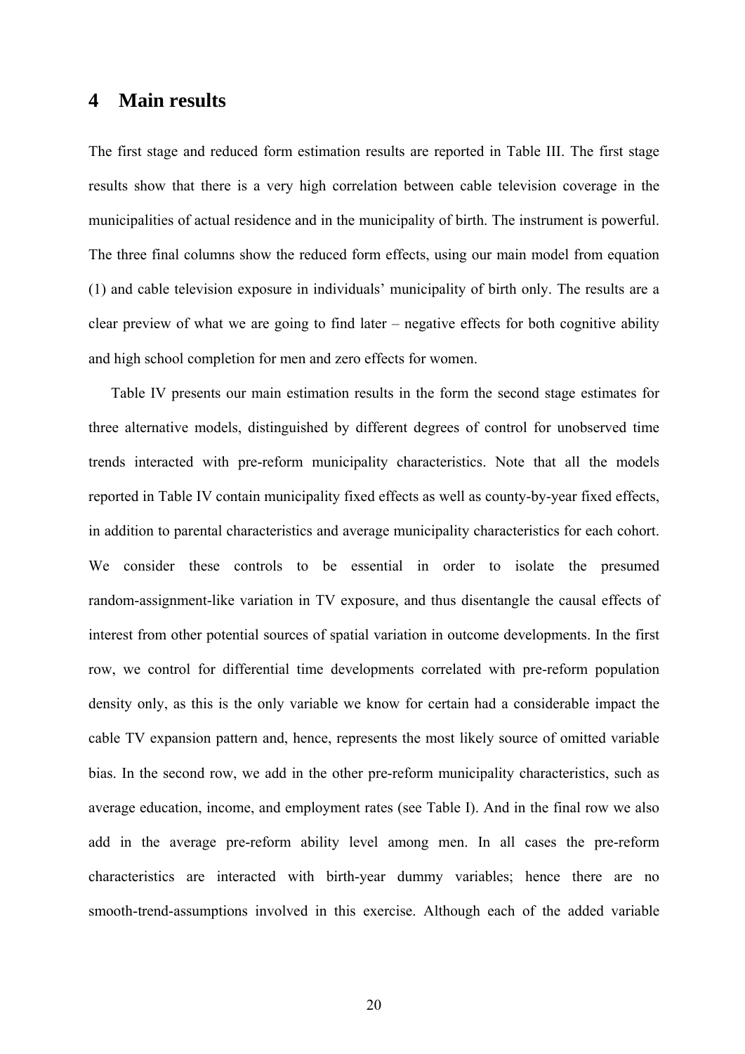# 4 Main results

The first stage and reduced form estimation results are reported in Table III. The first stage results show that there is a very high correlation between cable television coverage in the municipalities of actual residence and in the municipality of birth. The instrument is powerful. The three final columns show the reduced form effects, using our main model from equation (1) and cable television exposure in individuals' municipality of birth only. The results are a clear preview of what we are going to find later – negative effects for both cognitive ability and high school completion for men and zero effects for women.

Table IV presents our main estimation results in the form the second stage estimates for three alternative models, distinguished by different degrees of control for unobserved time trends interacted with pre-reform municipality characteristics. Note that all the models reported in Table IV contain municipality fixed effects as well as county-by-year fixed effects, in addition to parental characteristics and average municipality characteristics for each cohort. We consider these controls to be essential in order to isolate the presumed random-assignment-like variation in TV exposure, and thus disentangle the causal effects of interest from other potential sources of spatial variation in outcome developments. In the first row, we control for differential time developments correlated with pre-reform population density only, as this is the only variable we know for certain had a considerable impact the cable TV expansion pattern and, hence, represents the most likely source of omitted variable bias. In the second row, we add in the other pre-reform municipality characteristics, such as average education, income, and employment rates (see Table I). And in the final row we also add in the average pre-reform ability level among men. In all cases the pre-reform characteristics are interacted with birth-year dummy variables; hence there are no smooth-trend-assumptions involved in this exercise. Although each of the added variable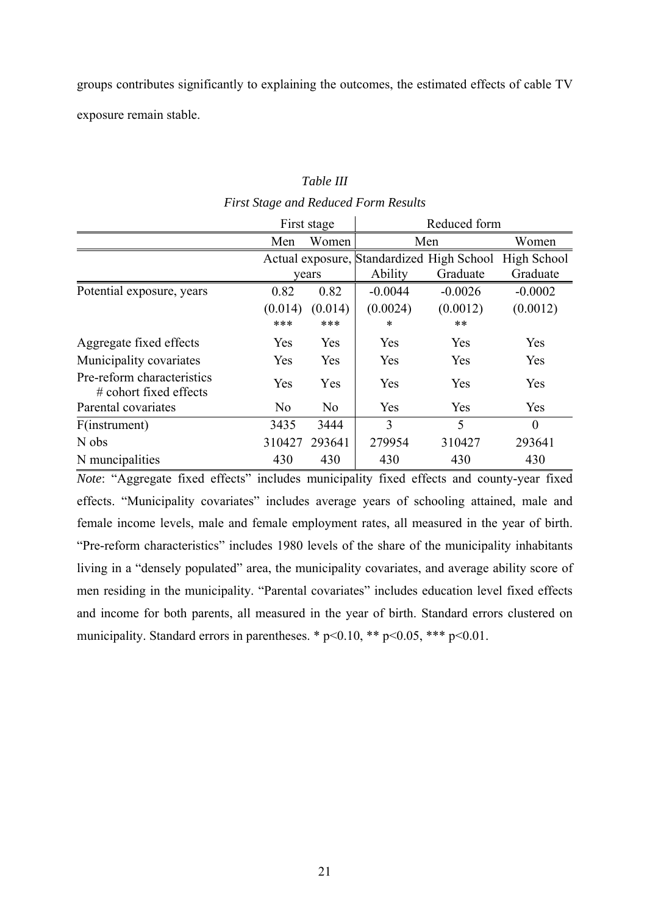groups contributes significantly to explaining the outcomes, the estimated effects of cable TV exposure remain stable.

*Table III*

*First Stage and Reduced Form Results*

| | First stage | | Reduced form | | |
|---|---|---|---|---|---|
| | Men | Women | Men | | Women |
| | Actual exposure, years | | Standardized Ability | High School Graduate | High School Graduate |
| Potential exposure, years | 0.82 | 0.82 | -0.0044 | -0.0026 | -0.0002 |
| | (0.014) | (0.014) | (0.0024) | (0.0012) | (0.0012) |
| | *** | *** | * | ** | |
| Aggregate fixed effects | Yes | Yes | Yes | Yes | Yes |
| Municipality covariates | Yes | Yes | Yes | Yes | Yes |
| Pre-reform characteristics # cohort fixed effects | Yes | Yes | Yes | Yes | Yes |
| Parental covariates | No | No | Yes | Yes | Yes |
| F(instrument) | 3435 | 3444 | 3 | 5 | 0 |
| N obs | 310427 | 293641 | 279954 | 310427 | 293641 |
| N muncipalities | 430 | 430 | 430 | 430 | 430 |

*Note*: "Aggregate fixed effects" includes municipality fixed effects and county-year fixed effects. "Municipality covariates" includes average years of schooling attained, male and female income levels, male and female employment rates, all measured in the year of birth. "Pre-reform characteristics" includes 1980 levels of the share of the municipality inhabitants living in a "densely populated" area, the municipality covariates, and average ability score of men residing in the municipality. "Parental covariates" includes education level fixed effects and income for both parents, all measured in the year of birth. Standard errors clustered on municipality. Standard errors in parentheses. * $p<0.10$, ** $p<0.05$, *** $p<0.01$.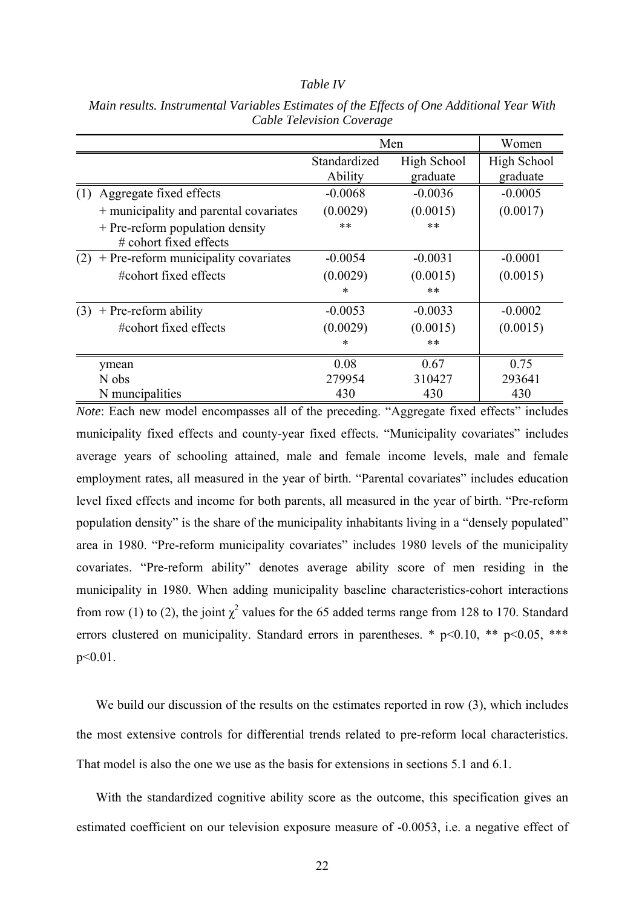*Table IV*

*Main results. Instrumental Variables Estimates of the Effects of One Additional Year With Cable Television Coverage*

| | Men | | Women |
|---|---|---|---|
| | Standardized Ability | High School graduate | High School graduate |
| (1) Aggregate fixed effects | -0.0068 | -0.0036 | -0.0005 |
| + municipality and parental covariates | (0.0029) | (0.0015) | (0.0017) |
| + Pre-reform population density # cohort fixed effects | ** | ** | |
| (2) + Pre-reform municipality covariates | -0.0054 | -0.0031 | -0.0001 |
| #cohort fixed effects | (0.0029) | (0.0015) | (0.0015) |
| | * | ** | |
| (3) + Pre-reform ability | -0.0053 | -0.0033 | -0.0002 |
| #cohort fixed effects | (0.0029) | (0.0015) | (0.0015) |
| | * | ** | |
| ymean | 0.08 | 0.67 | 0.75 |
| N obs | 279954 | 310427 | 293641 |
| N muncipalities | 430 | 430 | 430 |

*Note*: Each new model encompasses all of the preceding. "Aggregate fixed effects" includes municipality fixed effects and county-year fixed effects. "Municipality covariates" includes average years of schooling attained, male and female income levels, male and female employment rates, all measured in the year of birth. "Parental covariates" includes education level fixed effects and income for both parents, all measured in the year of birth. "Pre-reform population density" is the share of the municipality inhabitants living in a "densely populated" area in 1980. "Pre-reform municipality covariates" includes 1980 levels of the municipality covariates. "Pre-reform ability" denotes average ability score of men residing in the municipality in 1980. When adding municipality baseline characteristics-cohort interactions from row (1) to (2), the joint $\chi^2$ values for the 65 added terms range from 128 to 170. Standard errors clustered on municipality. Standard errors in parentheses. * $p<0.10$, ** $p<0.05$, *** $p<0.01$.

We build our discussion of the results on the estimates reported in row (3), which includes the most extensive controls for differential trends related to pre-reform local characteristics. That model is also the one we use as the basis for extensions in sections 5.1 and 6.1.

With the standardized cognitive ability score as the outcome, this specification gives an estimated coefficient on our television exposure measure of -0.0053, i.e. a negative effect of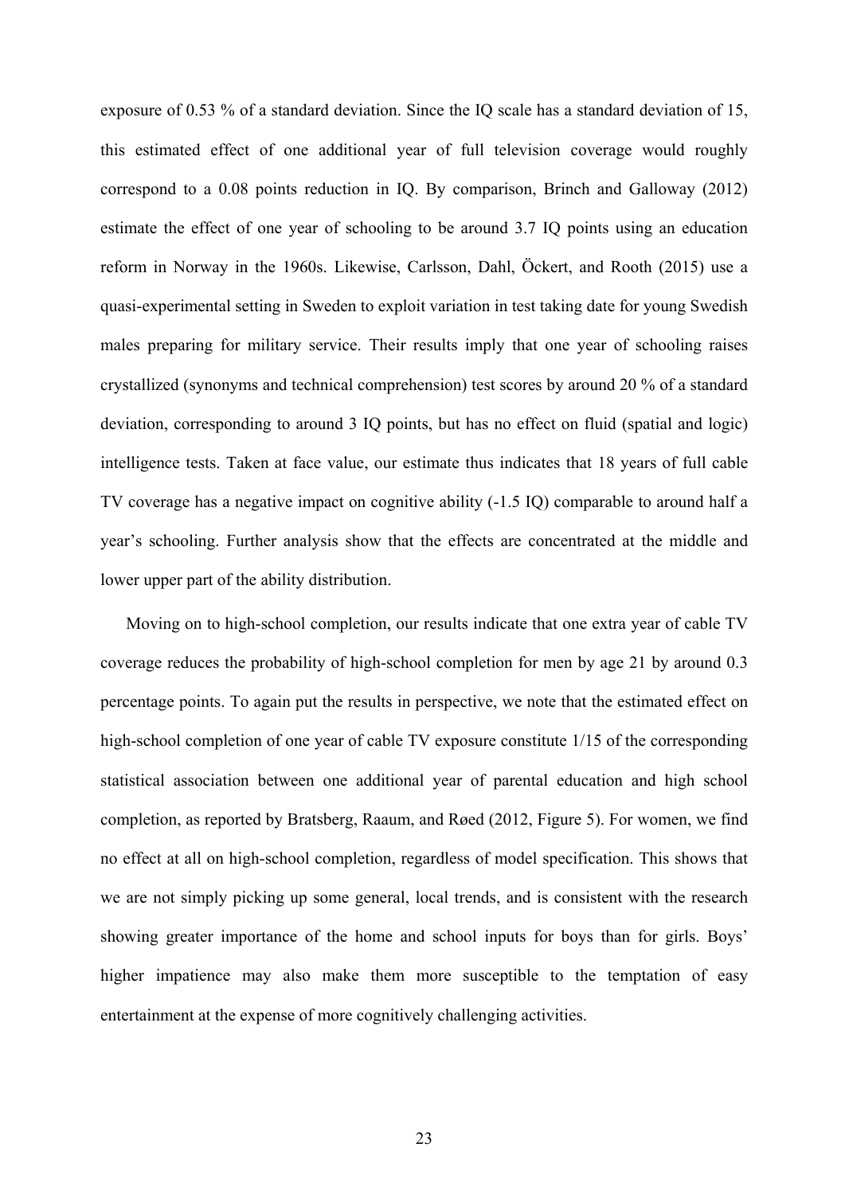exposure of 0.53 % of a standard deviation. Since the IQ scale has a standard deviation of 15, this estimated effect of one additional year of full television coverage would roughly correspond to a 0.08 points reduction in IQ. By comparison, Brinch and Galloway (2012) estimate the effect of one year of schooling to be around 3.7 IQ points using an education reform in Norway in the 1960s. Likewise, Carlsson, Dahl, Öckert, and Rooth (2015) use a quasi-experimental setting in Sweden to exploit variation in test taking date for young Swedish males preparing for military service. Their results imply that one year of schooling raises crystallized (synonyms and technical comprehension) test scores by around 20 % of a standard deviation, corresponding to around 3 IQ points, but has no effect on fluid (spatial and logic) intelligence tests. Taken at face value, our estimate thus indicates that 18 years of full cable TV coverage has a negative impact on cognitive ability (-1.5 IQ) comparable to around half a year's schooling. Further analysis show that the effects are concentrated at the middle and lower upper part of the ability distribution.

Moving on to high-school completion, our results indicate that one extra year of cable TV coverage reduces the probability of high-school completion for men by age 21 by around 0.3 percentage points. To again put the results in perspective, we note that the estimated effect on high-school completion of one year of cable TV exposure constitute 1/15 of the corresponding statistical association between one additional year of parental education and high school completion, as reported by Bratsberg, Raaum, and Røed (2012, Figure 5). For women, we find no effect at all on high-school completion, regardless of model specification. This shows that we are not simply picking up some general, local trends, and is consistent with the research showing greater importance of the home and school inputs for boys than for girls. Boys' higher impatience may also make them more susceptible to the temptation of easy entertainment at the expense of more cognitively challenging activities.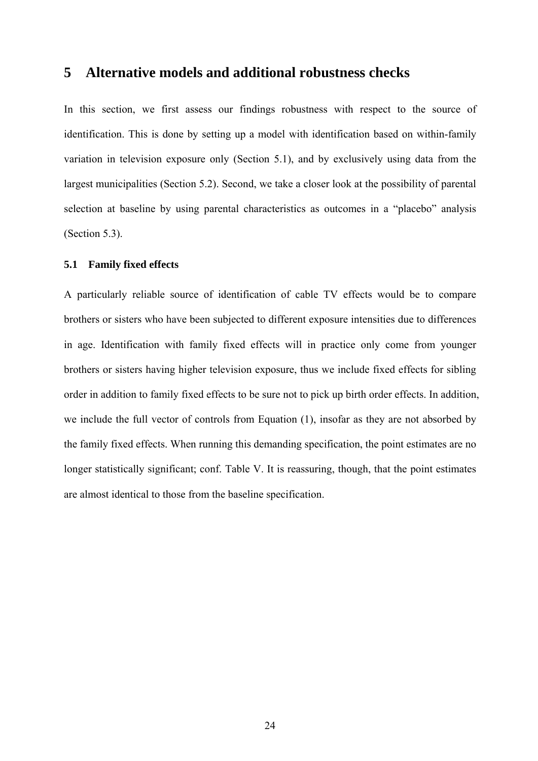# 5 Alternative models and additional robustness checks

In this section, we first assess our findings robustness with respect to the source of identification. This is done by setting up a model with identification based on within-family variation in television exposure only (Section 5.1), and by exclusively using data from the largest municipalities (Section 5.2). Second, we take a closer look at the possibility of parental selection at baseline by using parental characteristics as outcomes in a "placebo" analysis (Section 5.3).

## 5.1 Family fixed effects

A particularly reliable source of identification of cable TV effects would be to compare brothers or sisters who have been subjected to different exposure intensities due to differences in age. Identification with family fixed effects will in practice only come from younger brothers or sisters having higher television exposure, thus we include fixed effects for sibling order in addition to family fixed effects to be sure not to pick up birth order effects. In addition, we include the full vector of controls from Equation (1), insofar as they are not absorbed by the family fixed effects. When running this demanding specification, the point estimates are no longer statistically significant; conf. Table V. It is reassuring, though, that the point estimates are almost identical to those from the baseline specification.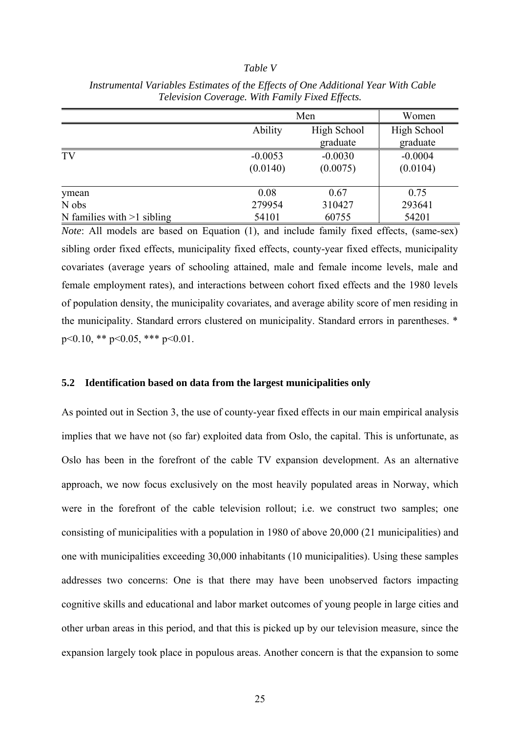*Table V*

*Instrumental Variables Estimates of the Effects of One Additional Year With Cable Television Coverage. With Family Fixed Effects.*

| | Men | | Women |
|---|---|---|---|
| | Ability | High School graduate | High School graduate |
| TV | -0.0053 | -0.0030 | -0.0004 |
| | (0.0140) | (0.0075) | (0.0104) |
| ymean | 0.08 | 0.67 | 0.75 |
| N obs | 279954 | 310427 | 293641 |
| N families with >1 sibling | 54101 | 60755 | 54201 |

*Note*: All models are based on Equation (1), and include family fixed effects, (same-sex) sibling order fixed effects, municipality fixed effects, county-year fixed effects, municipality covariates (average years of schooling attained, male and female income levels, male and female employment rates), and interactions between cohort fixed effects and the 1980 levels of population density, the municipality covariates, and average ability score of men residing in the municipality. Standard errors clustered on municipality. Standard errors in parentheses. * $p<0.10$, ** $p<0.05$, *** $p<0.01$.

### 5.2 Identification based on data from the largest municipalities only

As pointed out in Section 3, the use of county-year fixed effects in our main empirical analysis implies that we have not (so far) exploited data from Oslo, the capital. This is unfortunate, as Oslo has been in the forefront of the cable TV expansion development. As an alternative approach, we now focus exclusively on the most heavily populated areas in Norway, which were in the forefront of the cable television rollout; i.e. we construct two samples; one consisting of municipalities with a population in 1980 of above 20,000 (21 municipalities) and one with municipalities exceeding 30,000 inhabitants (10 municipalities). Using these samples addresses two concerns: One is that there may have been unobserved factors impacting cognitive skills and educational and labor market outcomes of young people in large cities and other urban areas in this period, and that this is picked up by our television measure, since the expansion largely took place in populous areas. Another concern is that the expansion to some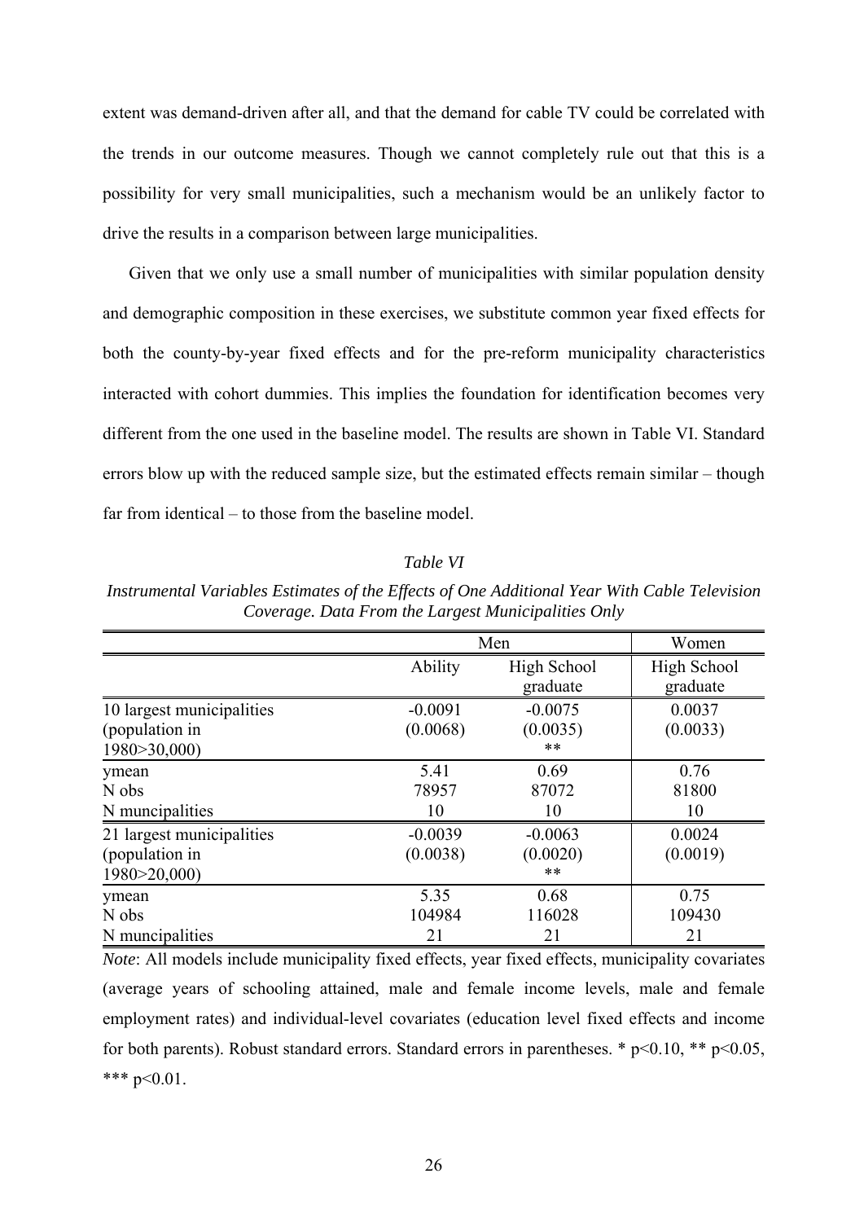extent was demand-driven after all, and that the demand for cable TV could be correlated with the trends in our outcome measures. Though we cannot completely rule out that this is a possibility for very small municipalities, such a mechanism would be an unlikely factor to drive the results in a comparison between large municipalities.

Given that we only use a small number of municipalities with similar population density and demographic composition in these exercises, we substitute common year fixed effects for both the county-by-year fixed effects and for the pre-reform municipality characteristics interacted with cohort dummies. This implies the foundation for identification becomes very different from the one used in the baseline model. The results are shown in Table VI. Standard errors blow up with the reduced sample size, but the estimated effects remain similar – though far from identical – to those from the baseline model.

*Table VI*

*Instrumental Variables Estimates of the Effects of One Additional Year With Cable Television Coverage. Data From the Largest Municipalities Only*

| | Men | | Women |
|---|---|---|---|
| | Ability | High School graduate | High School graduate |
| 10 largest municipalities (population in 1980>30,000) | -0.0091<br>(0.0068) | -0.0075<br>(0.0035)<br>** | 0.0037<br>(0.0033) |
| ymean | 5.41 | 0.69 | 0.76 |
| N obs | 78957 | 87072 | 81800 |
| N muncipalities | 10 | 10 | 10 |
| 21 largest municipalities (population in 1980>20,000) | -0.0039<br>(0.0038) | -0.0063<br>(0.0020)<br>** | 0.0024<br>(0.0019) |
| ymean | 5.35 | 0.68 | 0.75 |
| N obs | 104984 | 116028 | 109430 |
| N muncipalities | 21 | 21 | 21 |

*Note*: All models include municipality fixed effects, year fixed effects, municipality covariates (average years of schooling attained, male and female income levels, male and female employment rates) and individual-level covariates (education level fixed effects and income for both parents). Robust standard errors. Standard errors in parentheses. * p<0.10, ** p<0.05, *** p<0.01.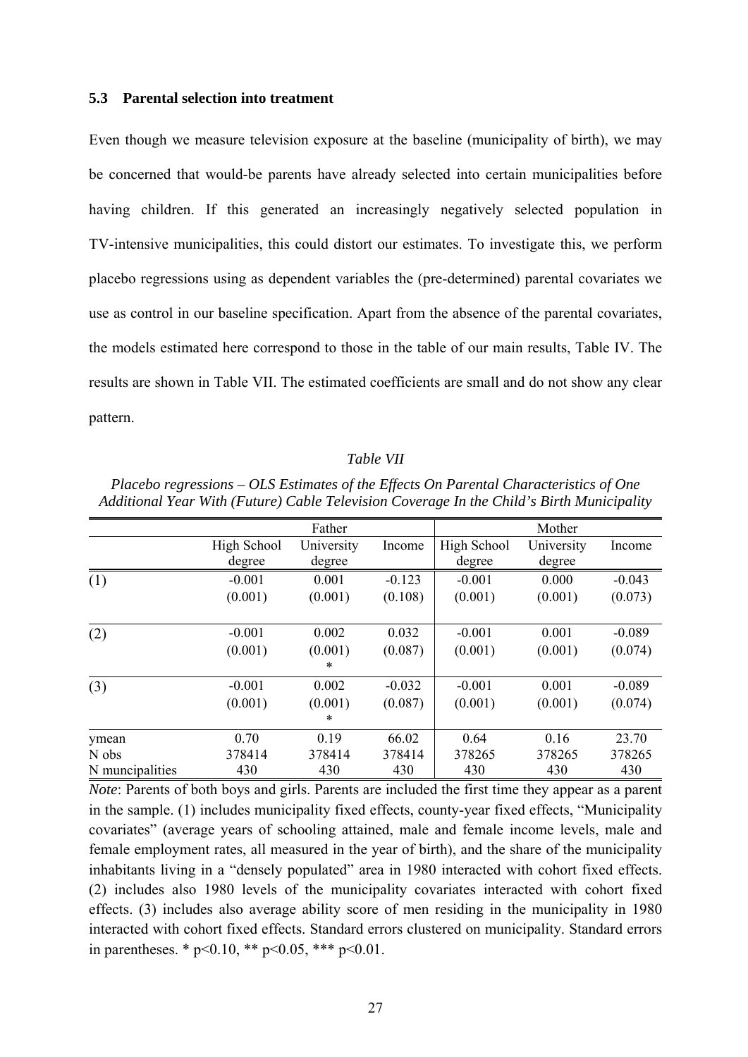### 5.3 Parental selection into treatment

Even though we measure television exposure at the baseline (municipality of birth), we may be concerned that would-be parents have already selected into certain municipalities before having children. If this generated an increasingly negatively selected population in TV-intensive municipalities, this could distort our estimates. To investigate this, we perform placebo regressions using as dependent variables the (pre-determined) parental covariates we use as control in our baseline specification. Apart from the absence of the parental covariates, the models estimated here correspond to those in the table of our main results, Table IV. The results are shown in Table VII. The estimated coefficients are small and do not show any clear pattern.

*Table VII*

*Placebo regressions – OLS Estimates of the Effects On Parental Characteristics of One Additional Year With (Future) Cable Television Coverage In the Child's Birth Municipality*

| | Father | | | Mother | | |
|---|---|---|---|---|---|---|
| | High School degree | University degree | Income | High School degree | University degree | Income |
| (1) | -0.001 | 0.001 | -0.123 | -0.001 | 0.000 | -0.043 |
| | (0.001) | (0.001) | (0.108) | (0.001) | (0.001) | (0.073) |
| (2) | -0.001 | 0.002 | 0.032 | -0.001 | 0.001 | -0.089 |
| | (0.001) | (0.001) * | (0.087) | (0.001) | (0.001) | (0.074) |
| (3) | -0.001 | 0.002 | -0.032 | -0.001 | 0.001 | -0.089 |
| | (0.001) | (0.001) * | (0.087) | (0.001) | (0.001) | (0.074) |
| ymean | 0.70 | 0.19 | 66.02 | 0.64 | 0.16 | 23.70 |
| N obs | 378414 | 378414 | 378414 | 378265 | 378265 | 378265 |
| N muncipalities | 430 | 430 | 430 | 430 | 430 | 430 |

*Note*: Parents of both boys and girls. Parents are included the first time they appear as a parent in the sample. (1) includes municipality fixed effects, county-year fixed effects, "Municipality covariates" (average years of schooling attained, male and female income levels, male and female employment rates, all measured in the year of birth), and the share of the municipality inhabitants living in a "densely populated" area in 1980 interacted with cohort fixed effects. (2) includes also 1980 levels of the municipality covariates interacted with cohort fixed effects. (3) includes also average ability score of men residing in the municipality in 1980 interacted with cohort fixed effects. Standard errors clustered on municipality. Standard errors in parentheses. * p<0.10, ** p<0.05, *** p<0.01.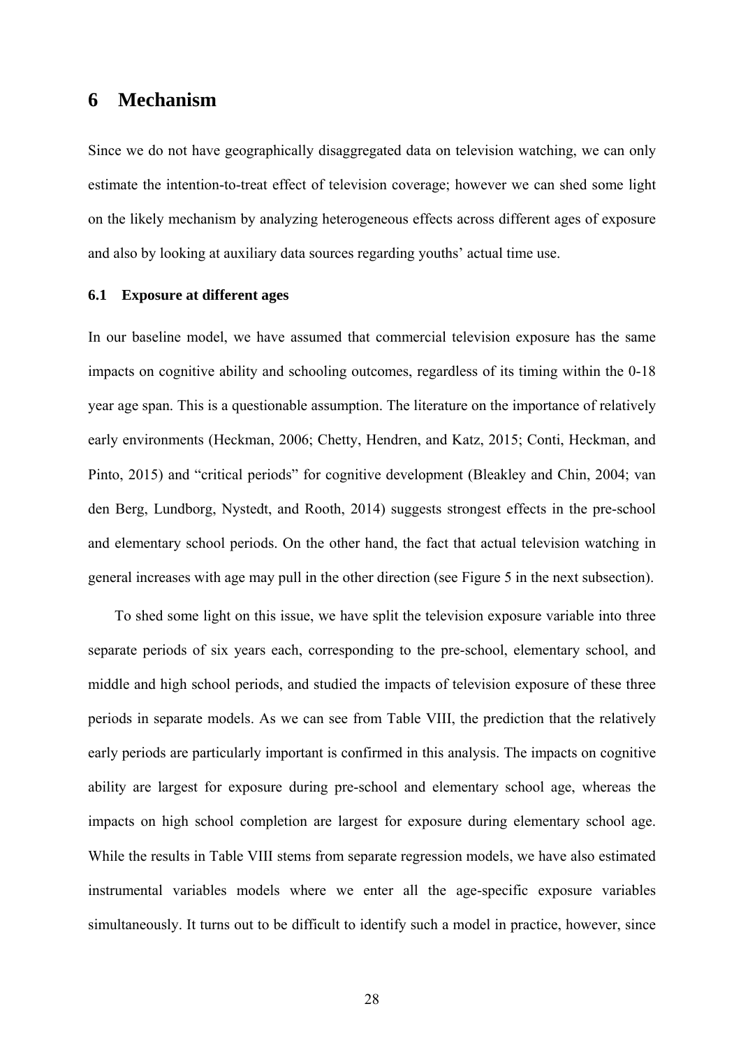# 6 Mechanism

Since we do not have geographically disaggregated data on television watching, we can only estimate the intention-to-treat effect of television coverage; however we can shed some light on the likely mechanism by analyzing heterogeneous effects across different ages of exposure and also by looking at auxiliary data sources regarding youths' actual time use.

## 6.1 Exposure at different ages

In our baseline model, we have assumed that commercial television exposure has the same impacts on cognitive ability and schooling outcomes, regardless of its timing within the 0-18 year age span. This is a questionable assumption. The literature on the importance of relatively early environments (Heckman, 2006; Chetty, Hendren, and Katz, 2015; Conti, Heckman, and Pinto, 2015) and "critical periods" for cognitive development (Bleakley and Chin, 2004; van den Berg, Lundborg, Nystedt, and Rooth, 2014) suggests strongest effects in the pre-school and elementary school periods. On the other hand, the fact that actual television watching in general increases with age may pull in the other direction (see Figure 5 in the next subsection).

To shed some light on this issue, we have split the television exposure variable into three separate periods of six years each, corresponding to the pre-school, elementary school, and middle and high school periods, and studied the impacts of television exposure of these three periods in separate models. As we can see from Table VIII, the prediction that the relatively early periods are particularly important is confirmed in this analysis. The impacts on cognitive ability are largest for exposure during pre-school and elementary school age, whereas the impacts on high school completion are largest for exposure during elementary school age. While the results in Table VIII stems from separate regression models, we have also estimated instrumental variables models where we enter all the age-specific exposure variables simultaneously. It turns out to be difficult to identify such a model in practice, however, since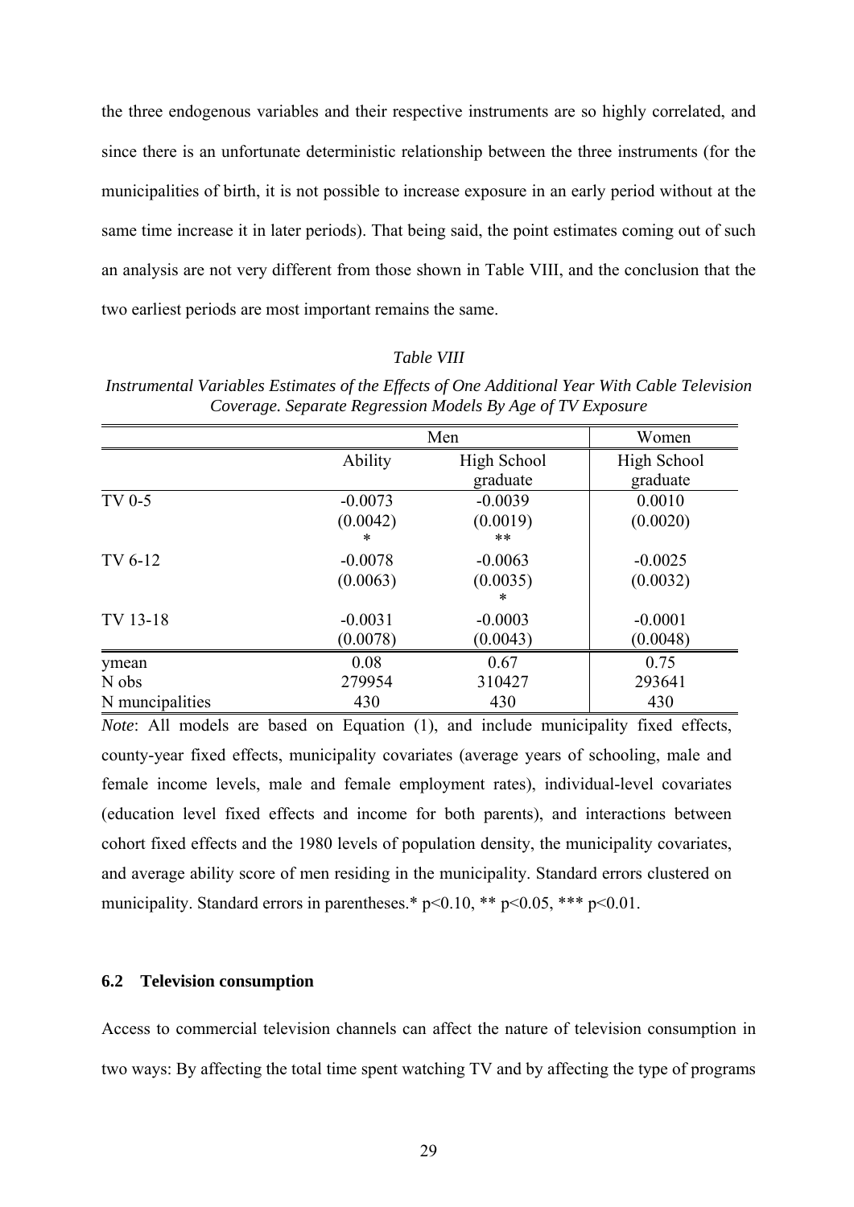the three endogenous variables and their respective instruments are so highly correlated, and since there is an unfortunate deterministic relationship between the three instruments (for the municipalities of birth, it is not possible to increase exposure in an early period without at the same time increase it in later periods). That being said, the point estimates coming out of such an analysis are not very different from those shown in Table VIII, and the conclusion that the two earliest periods are most important remains the same.

*Table VIII*

*Instrumental Variables Estimates of the Effects of One Additional Year With Cable Television Coverage. Separate Regression Models By Age of TV Exposure*

| | Men | | Women |
|---|---|---|---|
| | Ability | High School graduate | High School graduate |
| TV 0-5 | -0.0073 | -0.0039 | 0.0010 |
| | (0.0042) * | (0.0019) ** | (0.0020) |
| TV 6-12 | -0.0078 | -0.0063 | -0.0025 |
| | (0.0063) | (0.0035) * | (0.0032) |
| TV 13-18 | -0.0031 | -0.0003 | -0.0001 |
| | (0.0078) | (0.0043) | (0.0048) |
| ymean | 0.08 | 0.67 | 0.75 |
| N obs | 279954 | 310427 | 293641 |
| N muncipalities | 430 | 430 | 430 |

*Note*: All models are based on Equation (1), and include municipality fixed effects, county-year fixed effects, municipality covariates (average years of schooling, male and female income levels, male and female employment rates), individual-level covariates (education level fixed effects and income for both parents), and interactions between cohort fixed effects and the 1980 levels of population density, the municipality covariates, and average ability score of men residing in the municipality. Standard errors clustered on municipality. Standard errors in parentheses.* $p<0.10$, ** $p<0.05$, *** $p<0.01$.

### 6.2 Television consumption

Access to commercial television channels can affect the nature of television consumption in two ways: By affecting the total time spent watching TV and by affecting the type of programs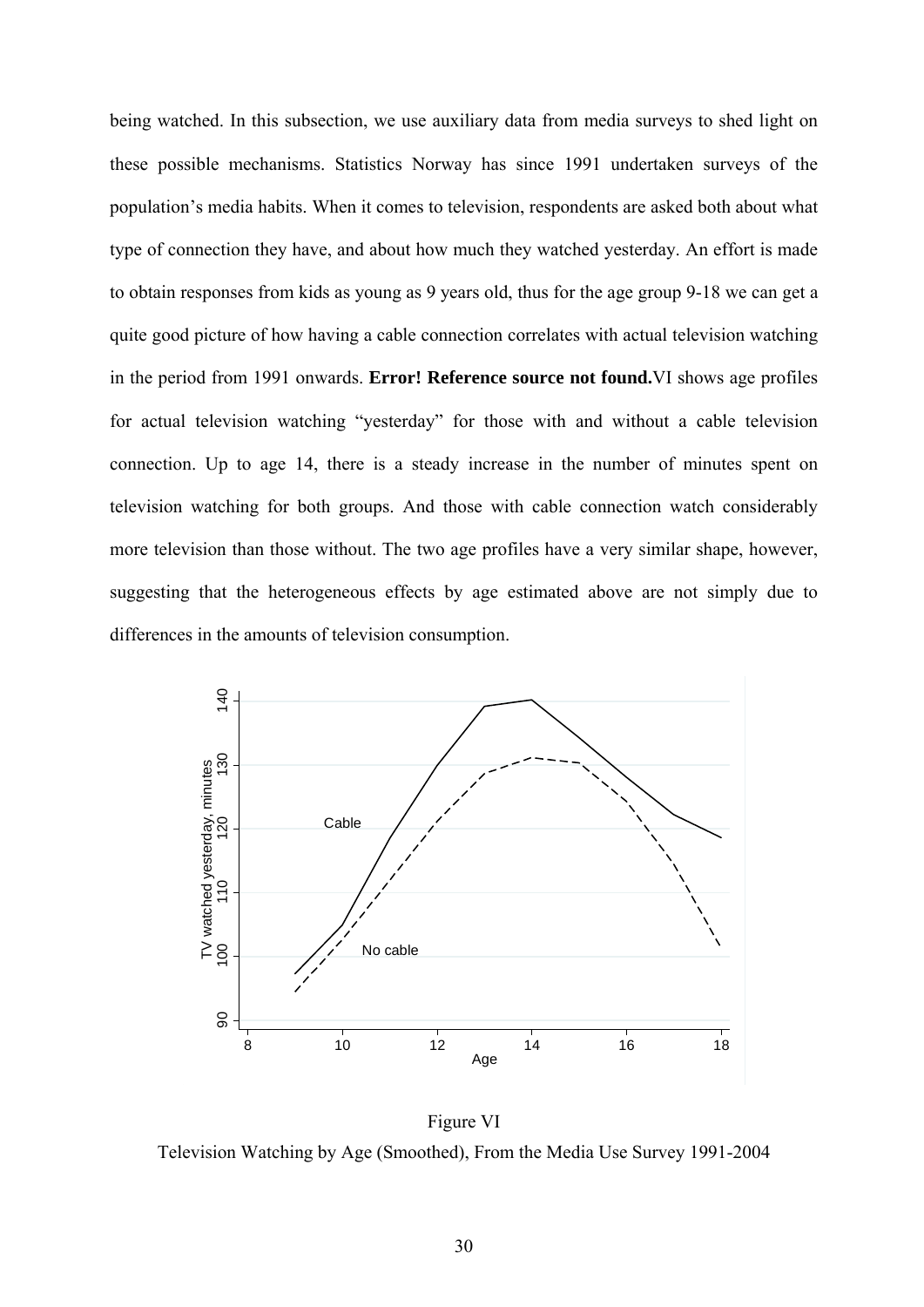being watched. In this subsection, we use auxiliary data from media surveys to shed light on these possible mechanisms. Statistics Norway has since 1991 undertaken surveys of the population's media habits. When it comes to television, respondents are asked both about what type of connection they have, and about how much they watched yesterday. An effort is made to obtain responses from kids as young as 9 years old, thus for the age group 9-18 we can get a quite good picture of how having a cable connection correlates with actual television watching in the period from 1991 onwards. **Error! Reference source not found.**VI shows age profiles for actual television watching "yesterday" for those with and without a cable television connection. Up to age 14, there is a steady increase in the number of minutes spent on television watching for both groups. And those with cable connection watch considerably more television than those without. The two age profiles have a very similar shape, however, suggesting that the heterogeneous effects by age estimated above are not simply due to differences in the amounts of television consumption.

Figure VI

Television Watching by Age (Smoothed), From the Media Use Survey 1991-2004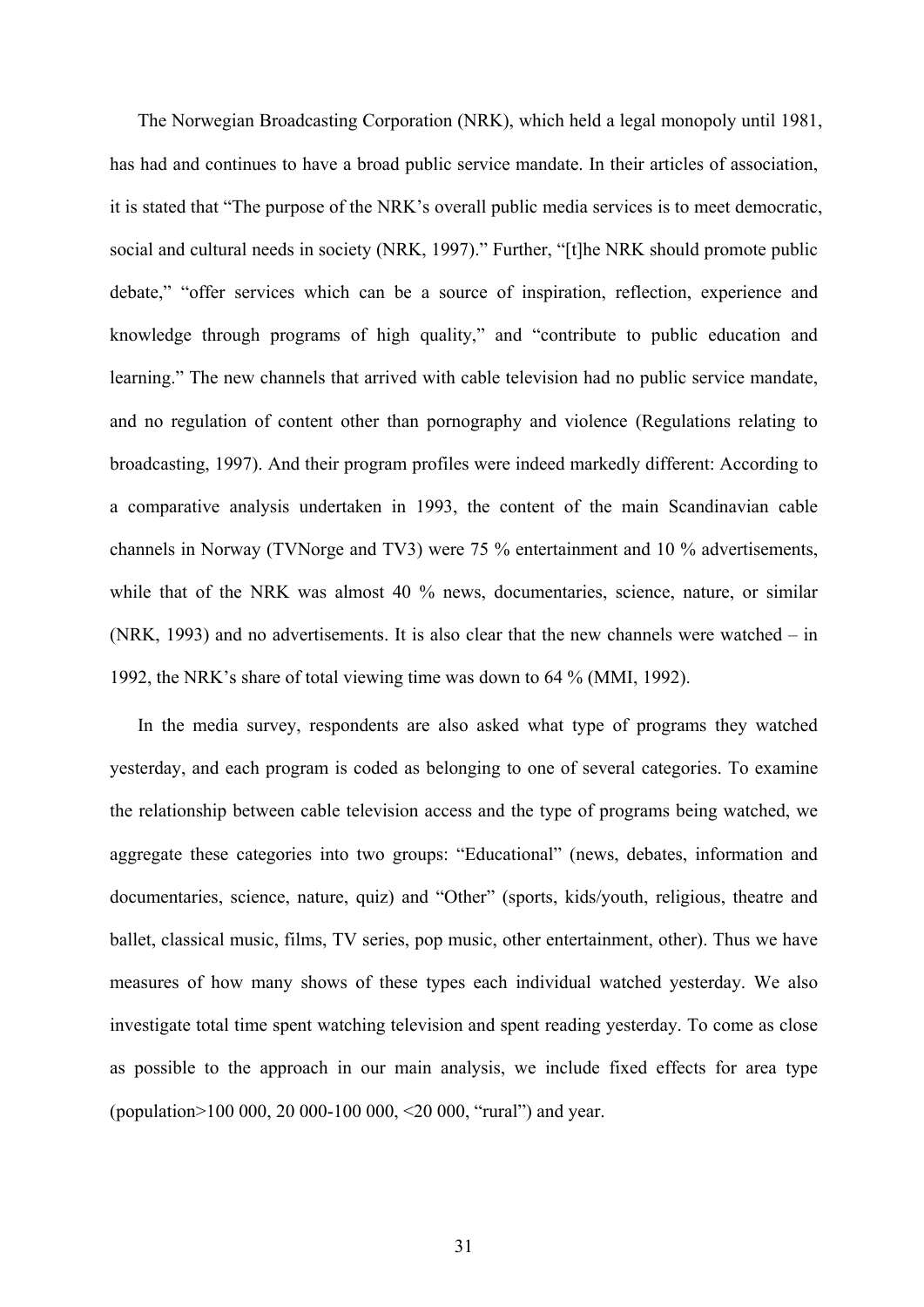The Norwegian Broadcasting Corporation (NRK), which held a legal monopoly until 1981, has had and continues to have a broad public service mandate. In their articles of association, it is stated that "The purpose of the NRK's overall public media services is to meet democratic, social and cultural needs in society (NRK, 1997)." Further, "[t]he NRK should promote public debate," "offer services which can be a source of inspiration, reflection, experience and knowledge through programs of high quality," and "contribute to public education and learning." The new channels that arrived with cable television had no public service mandate, and no regulation of content other than pornography and violence (Regulations relating to broadcasting, 1997). And their program profiles were indeed markedly different: According to a comparative analysis undertaken in 1993, the content of the main Scandinavian cable channels in Norway (TVNorge and TV3) were 75 % entertainment and 10 % advertisements, while that of the NRK was almost 40 % news, documentaries, science, nature, or similar (NRK, 1993) and no advertisements. It is also clear that the new channels were watched – in 1992, the NRK's share of total viewing time was down to 64 % (MMI, 1992).

In the media survey, respondents are also asked what type of programs they watched yesterday, and each program is coded as belonging to one of several categories. To examine the relationship between cable television access and the type of programs being watched, we aggregate these categories into two groups: "Educational" (news, debates, information and documentaries, science, nature, quiz) and "Other" (sports, kids/youth, religious, theatre and ballet, classical music, films, TV series, pop music, other entertainment, other). Thus we have measures of how many shows of these types each individual watched yesterday. We also investigate total time spent watching television and spent reading yesterday. To come as close as possible to the approach in our main analysis, we include fixed effects for area type (population>100 000, 20 000-100 000, <20 000, "rural") and year.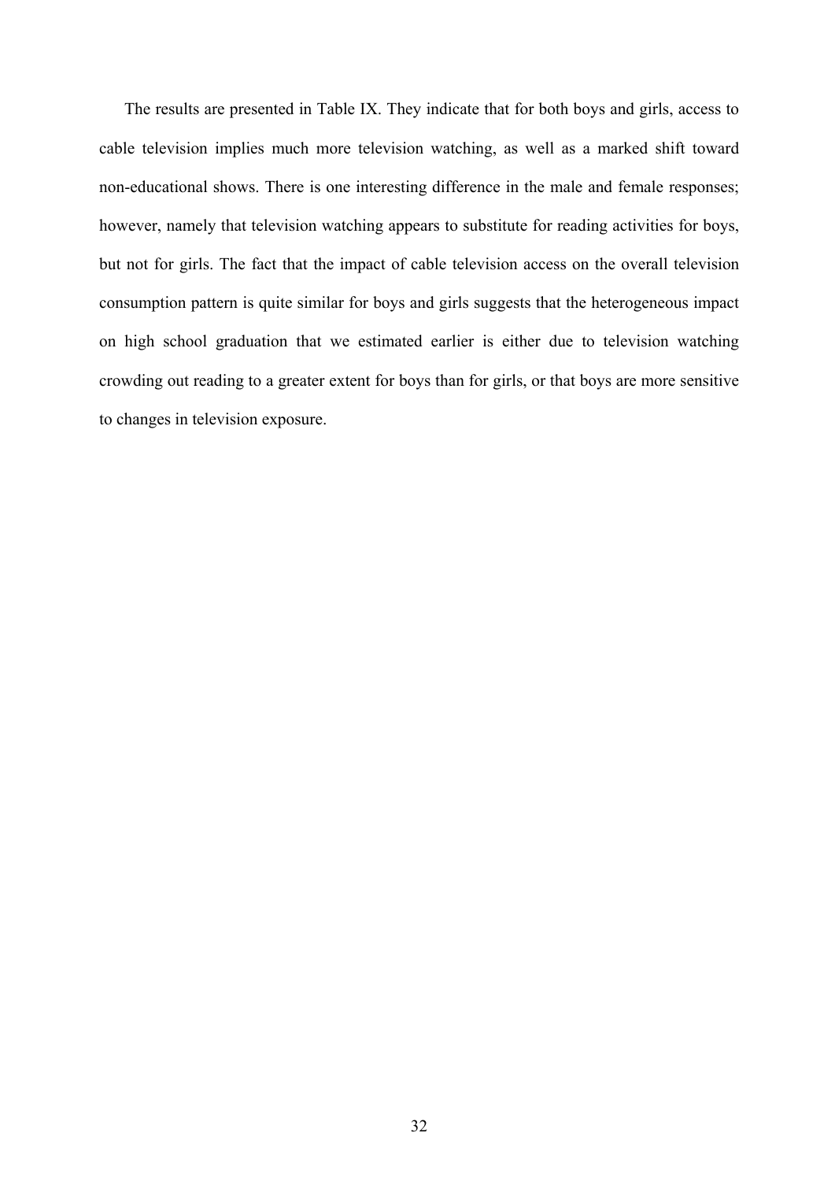The results are presented in Table IX. They indicate that for both boys and girls, access to cable television implies much more television watching, as well as a marked shift toward non-educational shows. There is one interesting difference in the male and female responses; however, namely that television watching appears to substitute for reading activities for boys, but not for girls. The fact that the impact of cable television access on the overall television consumption pattern is quite similar for boys and girls suggests that the heterogeneous impact on high school graduation that we estimated earlier is either due to television watching crowding out reading to a greater extent for boys than for girls, or that boys are more sensitive to changes in television exposure.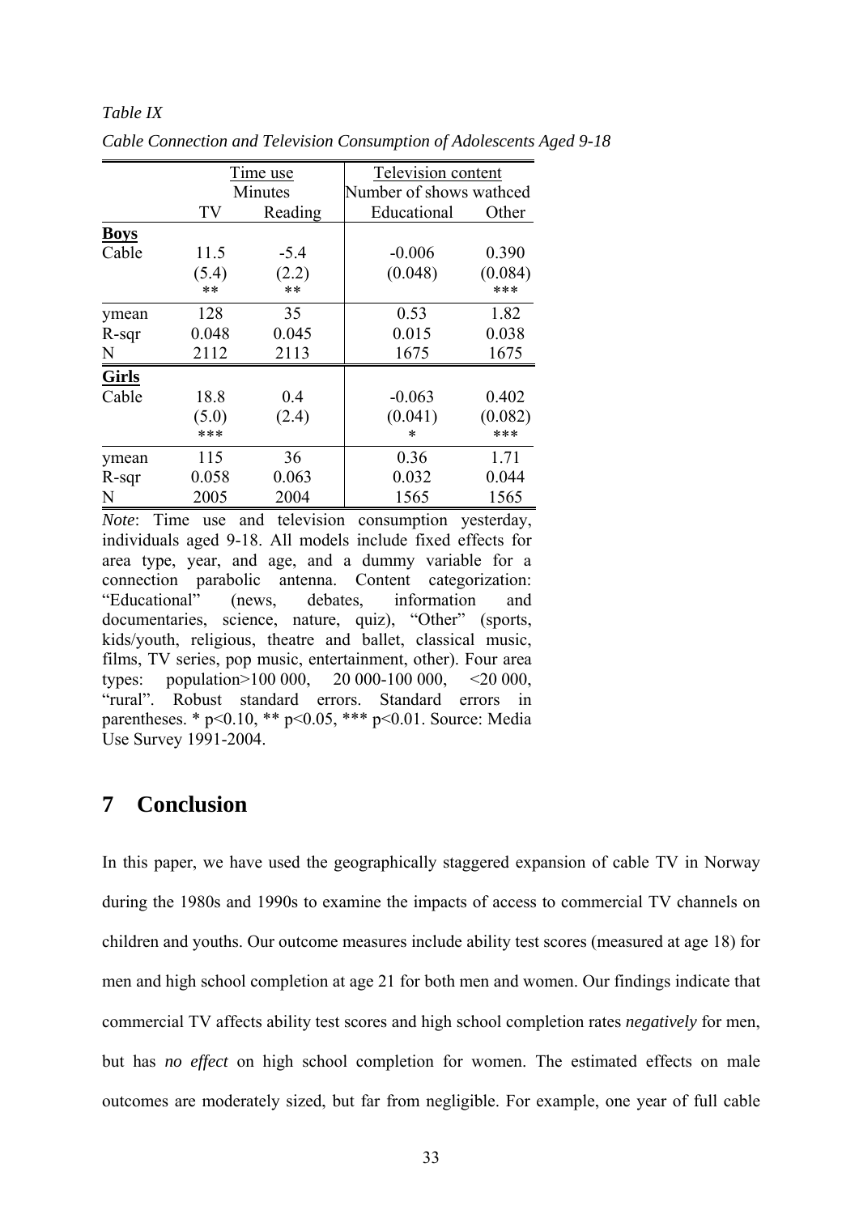*Table IX*

*Cable Connection and Television Consumption of Adolescents Aged 9-18*

| | Time use | | Television content | |
|---|---|---|---|---|
| | Minutes | | Number of shows wathced | |
| | TV | Reading | Educational | Other |
| **Boys** | | | | |
| Cable | 11.5 | -5.4 | -0.006 | 0.390 |
| | (5.4) | (2.2) | (0.048) | (0.084) |
| | ** | ** | | *** |
| ymean | 128 | 35 | 0.53 | 1.82 |
| R-sqr | 0.048 | 0.045 | 0.015 | 0.038 |
| N | 2112 | 2113 | 1675 | 1675 |
| **Girls** | | | | |
| Cable | 18.8 | 0.4 | -0.063 | 0.402 |
| | (5.0) | (2.4) | (0.041) | (0.082) |
| | *** | | * | *** |
| ymean | 115 | 36 | 0.36 | 1.71 |
| R-sqr | 0.058 | 0.063 | 0.032 | 0.044 |
| N | 2005 | 2004 | 1565 | 1565 |

*Note*: Time use and television consumption yesterday, individuals aged 9-18. All models include fixed effects for area type, year, and age, and a dummy variable for a connection parabolic antenna. Content categorization: "Educational" (news, debates, information and documentaries, science, nature, quiz), "Other" (sports, kids/youth, religious, theatre and ballet, classical music, films, TV series, pop music, entertainment, other). Four area types: population>100 000, 20 000-100 000, <20 000, "rural". Robust standard errors. Standard errors in parentheses. * p<0.10, ** p<0.05, *** p<0.01. Source: Media Use Survey 1991-2004.

# 7 Conclusion

In this paper, we have used the geographically staggered expansion of cable TV in Norway during the 1980s and 1990s to examine the impacts of access to commercial TV channels on children and youths. Our outcome measures include ability test scores (measured at age 18) for men and high school completion at age 21 for both men and women. Our findings indicate that commercial TV affects ability test scores and high school completion rates *negatively* for men, but has *no effect* on high school completion for women. The estimated effects on male outcomes are moderately sized, but far from negligible. For example, one year of full cable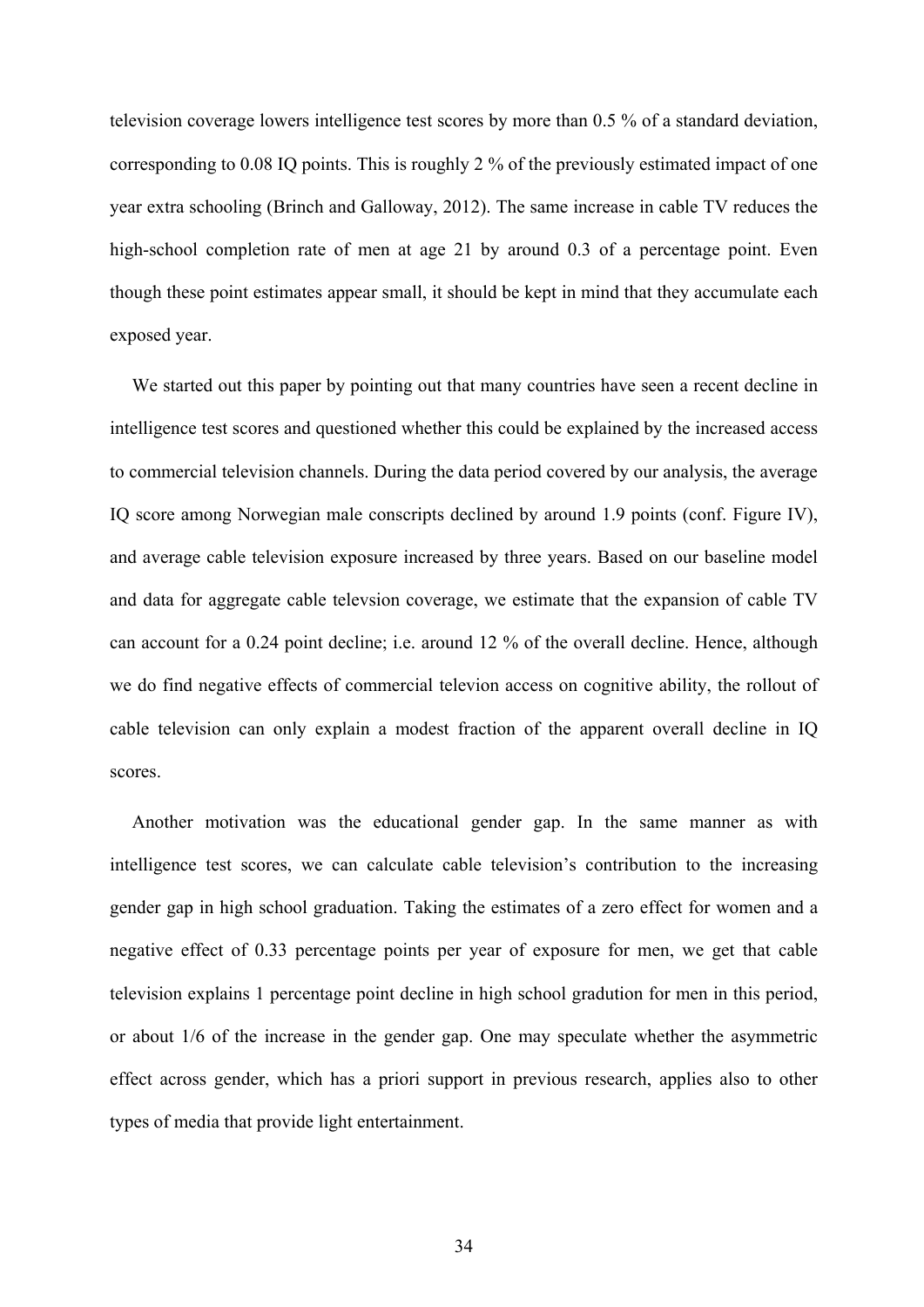television coverage lowers intelligence test scores by more than 0.5 % of a standard deviation, corresponding to 0.08 IQ points. This is roughly 2 % of the previously estimated impact of one year extra schooling (Brinch and Galloway, 2012). The same increase in cable TV reduces the high-school completion rate of men at age 21 by around 0.3 of a percentage point. Even though these point estimates appear small, it should be kept in mind that they accumulate each exposed year.

We started out this paper by pointing out that many countries have seen a recent decline in intelligence test scores and questioned whether this could be explained by the increased access to commercial television channels. During the data period covered by our analysis, the average IQ score among Norwegian male conscripts declined by around 1.9 points (conf. Figure IV), and average cable television exposure increased by three years. Based on our baseline model and data for aggregate cable televsion coverage, we estimate that the expansion of cable TV can account for a 0.24 point decline; i.e. around 12 % of the overall decline. Hence, although we do find negative effects of commercial televion access on cognitive ability, the rollout of cable television can only explain a modest fraction of the apparent overall decline in IQ scores.

Another motivation was the educational gender gap. In the same manner as with intelligence test scores, we can calculate cable television's contribution to the increasing gender gap in high school graduation. Taking the estimates of a zero effect for women and a negative effect of 0.33 percentage points per year of exposure for men, we get that cable television explains 1 percentage point decline in high school gradution for men in this period, or about 1/6 of the increase in the gender gap. One may speculate whether the asymmetric effect across gender, which has a priori support in previous research, applies also to other types of media that provide light entertainment.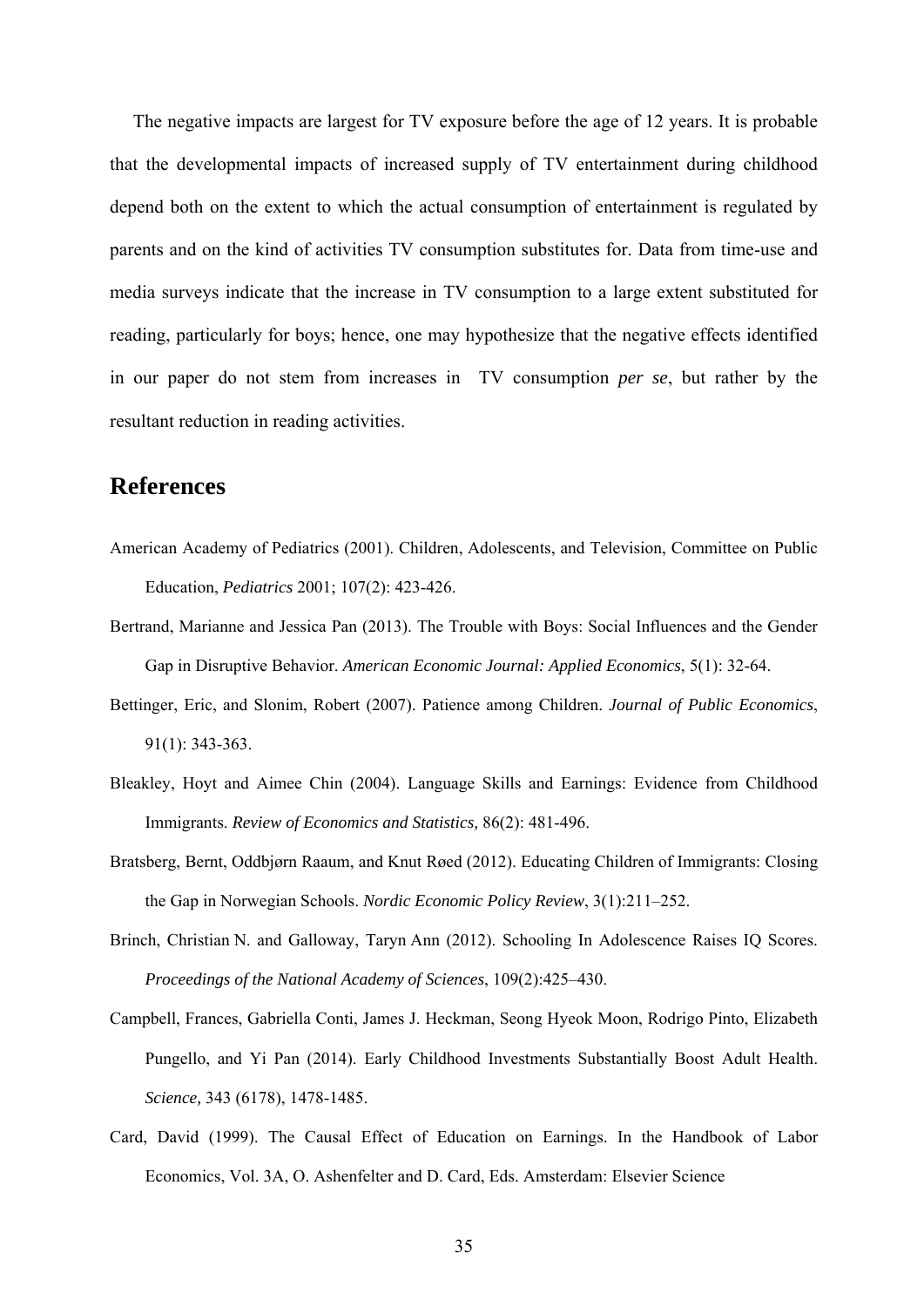The negative impacts are largest for TV exposure before the age of 12 years. It is probable that the developmental impacts of increased supply of TV entertainment during childhood depend both on the extent to which the actual consumption of entertainment is regulated by parents and on the kind of activities TV consumption substitutes for. Data from time-use and media surveys indicate that the increase in TV consumption to a large extent substituted for reading, particularly for boys; hence, one may hypothesize that the negative effects identified in our paper do not stem from increases in TV consumption *per se*, but rather by the resultant reduction in reading activities.

## References

American Academy of Pediatrics (2001). Children, Adolescents, and Television, Committee on Public Education, *Pediatrics* 2001; 107(2): 423-426.

Bertrand, Marianne and Jessica Pan (2013). The Trouble with Boys: Social Influences and the Gender Gap in Disruptive Behavior. *American Economic Journal: Applied Economics*, 5(1): 32-64.

Bettinger, Eric, and Slonim, Robert (2007). Patience among Children. *Journal of Public Economics*, 91(1): 343-363.

Bleakley, Hoyt and Aimee Chin (2004). Language Skills and Earnings: Evidence from Childhood Immigrants. *Review of Economics and Statistics,* 86(2): 481-496.

Bratsberg, Bernt, Oddbjørn Raaum, and Knut Røed (2012). Educating Children of Immigrants: Closing the Gap in Norwegian Schools. *Nordic Economic Policy Review*, 3(1):211–252.

Brinch, Christian N. and Galloway, Taryn Ann (2012). Schooling In Adolescence Raises IQ Scores. *Proceedings of the National Academy of Sciences*, 109(2):425–430.

Campbell, Frances, Gabriella Conti, James J. Heckman, Seong Hyeok Moon, Rodrigo Pinto, Elizabeth Pungello, and Yi Pan (2014). Early Childhood Investments Substantially Boost Adult Health. *Science,* 343 (6178), 1478-1485.

Card, David (1999). The Causal Effect of Education on Earnings. In the Handbook of Labor Economics, Vol. 3A, O. Ashenfelter and D. Card, Eds. Amsterdam: Elsevier Science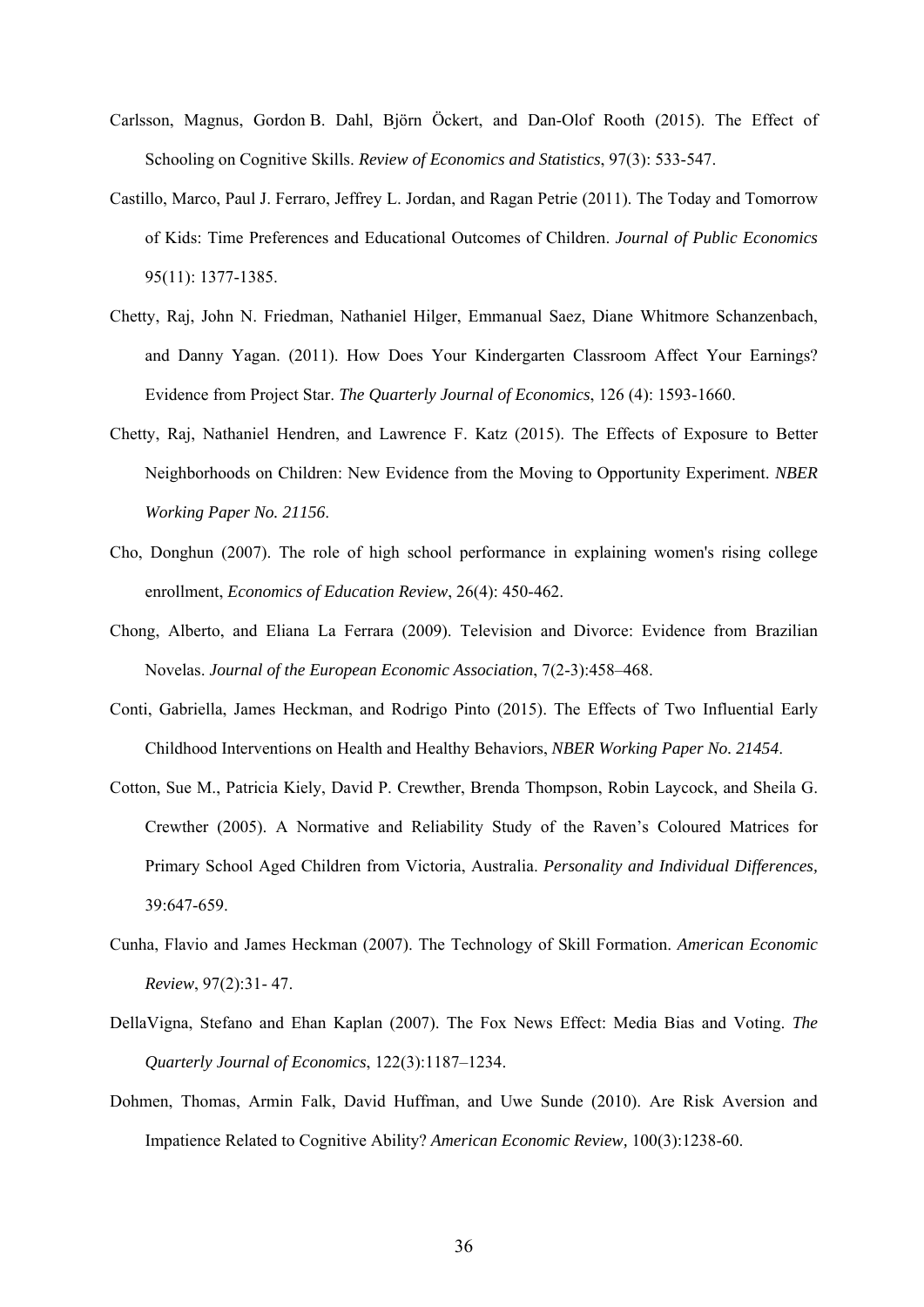Carlsson, Magnus, Gordon B. Dahl, Björn Öckert, and Dan-Olof Rooth (2015). The Effect of Schooling on Cognitive Skills. *Review of Economics and Statistics*, 97(3): 533-547.

Castillo, Marco, Paul J. Ferraro, Jeffrey L. Jordan, and Ragan Petrie (2011). The Today and Tomorrow of Kids: Time Preferences and Educational Outcomes of Children. *Journal of Public Economics* 95(11): 1377-1385.

Chetty, Raj, John N. Friedman, Nathaniel Hilger, Emmanual Saez, Diane Whitmore Schanzenbach, and Danny Yagan. (2011). How Does Your Kindergarten Classroom Affect Your Earnings? Evidence from Project Star. *The Quarterly Journal of Economics*, 126 (4): 1593-1660.

Chetty, Raj, Nathaniel Hendren, and Lawrence F. Katz (2015). The Effects of Exposure to Better Neighborhoods on Children: New Evidence from the Moving to Opportunity Experiment. *NBER Working Paper No. 21156*.

Cho, Donghun (2007). The role of high school performance in explaining women's rising college enrollment, *Economics of Education Review*, 26(4): 450-462.

Chong, Alberto, and Eliana La Ferrara (2009). Television and Divorce: Evidence from Brazilian Novelas. *Journal of the European Economic Association*, 7(2-3):458–468.

Conti, Gabriella, James Heckman, and Rodrigo Pinto (2015). The Effects of Two Influential Early Childhood Interventions on Health and Healthy Behaviors, *NBER Working Paper No. 21454*.

Cotton, Sue M., Patricia Kiely, David P. Crewther, Brenda Thompson, Robin Laycock, and Sheila G. Crewther (2005). A Normative and Reliability Study of the Raven's Coloured Matrices for Primary School Aged Children from Victoria, Australia. *Personality and Individual Differences,* 39:647-659.

Cunha, Flavio and James Heckman (2007). The Technology of Skill Formation. *American Economic Review*, 97(2):31- 47.

DellaVigna, Stefano and Ehan Kaplan (2007). The Fox News Effect: Media Bias and Voting. *The Quarterly Journal of Economics*, 122(3):1187–1234.

Dohmen, Thomas, Armin Falk, David Huffman, and Uwe Sunde (2010). Are Risk Aversion and Impatience Related to Cognitive Ability? *American Economic Review,* 100(3):1238-60.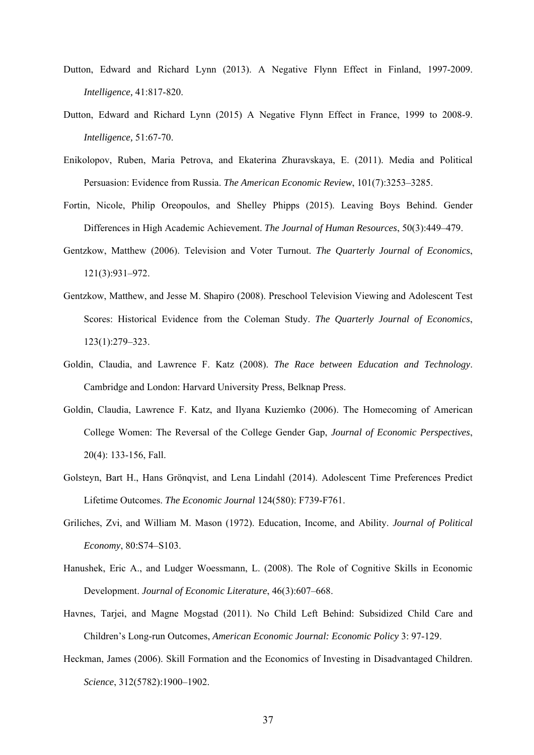Dutton, Edward and Richard Lynn (2013). A Negative Flynn Effect in Finland, 1997-2009. *Intelligence,* 41:817-820.

Dutton, Edward and Richard Lynn (2015) A Negative Flynn Effect in France, 1999 to 2008-9. *Intelligence,* 51:67-70.

Enikolopov, Ruben, Maria Petrova, and Ekaterina Zhuravskaya, E. (2011). Media and Political Persuasion: Evidence from Russia. *The American Economic Review*, 101(7):3253–3285.

Fortin, Nicole, Philip Oreopoulos, and Shelley Phipps (2015). Leaving Boys Behind. Gender Differences in High Academic Achievement. *The Journal of Human Resources*, 50(3):449–479.

Gentzkow, Matthew (2006). Television and Voter Turnout. *The Quarterly Journal of Economics*, 121(3):931–972.

Gentzkow, Matthew, and Jesse M. Shapiro (2008). Preschool Television Viewing and Adolescent Test Scores: Historical Evidence from the Coleman Study. *The Quarterly Journal of Economics*, 123(1):279–323.

Goldin, Claudia, and Lawrence F. Katz (2008). *The Race between Education and Technology*. Cambridge and London: Harvard University Press, Belknap Press.

Goldin, Claudia, Lawrence F. Katz, and Ilyana Kuziemko (2006). The Homecoming of American College Women: The Reversal of the College Gender Gap, *Journal of Economic Perspectives*, 20(4): 133-156, Fall.

Golsteyn, Bart H., Hans Grönqvist, and Lena Lindahl (2014). Adolescent Time Preferences Predict Lifetime Outcomes. *The Economic Journal* 124(580): F739-F761.

Griliches, Zvi, and William M. Mason (1972). Education, Income, and Ability. *Journal of Political Economy*, 80:S74–S103.

Hanushek, Eric A., and Ludger Woessmann, L. (2008). The Role of Cognitive Skills in Economic Development. *Journal of Economic Literature*, 46(3):607–668.

Havnes, Tarjei, and Magne Mogstad (2011). No Child Left Behind: Subsidized Child Care and Children's Long-run Outcomes, *American Economic Journal: Economic Policy* 3: 97-129.

Heckman, James (2006). Skill Formation and the Economics of Investing in Disadvantaged Children. *Science*, 312(5782):1900–1902.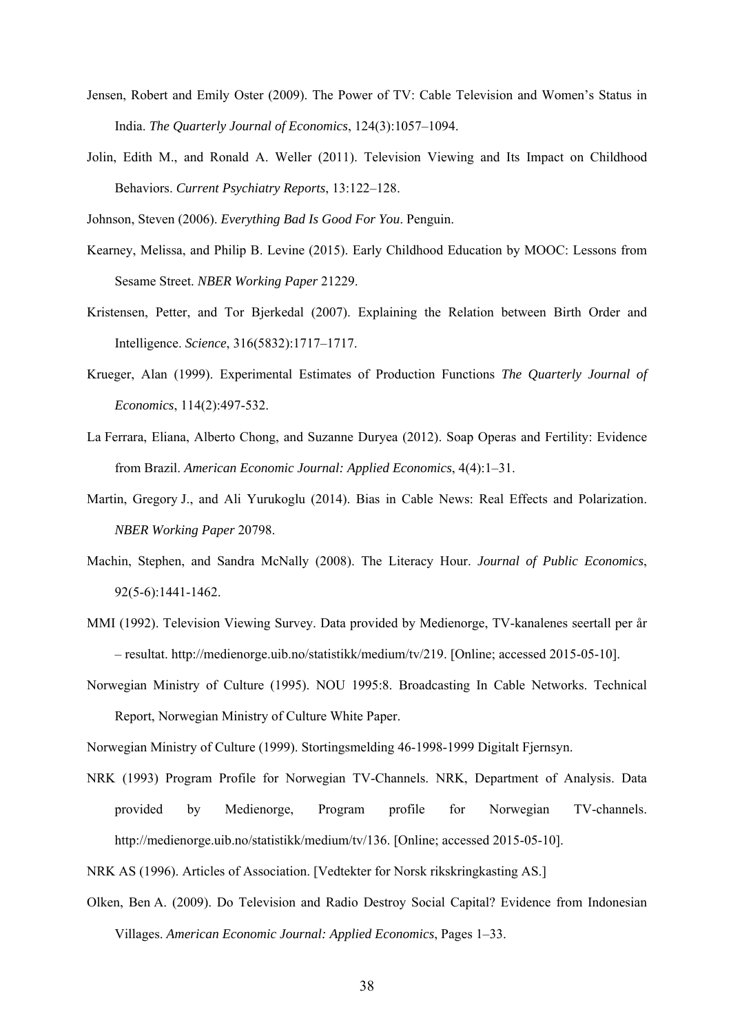Jensen, Robert and Emily Oster (2009). The Power of TV: Cable Television and Women's Status in India. *The Quarterly Journal of Economics*, 124(3):1057–1094.

Jolin, Edith M., and Ronald A. Weller (2011). Television Viewing and Its Impact on Childhood Behaviors. *Current Psychiatry Reports*, 13:122–128.

Johnson, Steven (2006). *Everything Bad Is Good For You*. Penguin.

Kearney, Melissa, and Philip B. Levine (2015). Early Childhood Education by MOOC: Lessons from Sesame Street. *NBER Working Paper* 21229.

Kristensen, Petter, and Tor Bjerkedal (2007). Explaining the Relation between Birth Order and Intelligence. *Science*, 316(5832):1717–1717.

Krueger, Alan (1999). Experimental Estimates of Production Functions *The Quarterly Journal of Economics*, 114(2):497-532.

La Ferrara, Eliana, Alberto Chong, and Suzanne Duryea (2012). Soap Operas and Fertility: Evidence from Brazil. *American Economic Journal: Applied Economics*, 4(4):1–31.

Martin, Gregory J., and Ali Yurukoglu (2014). Bias in Cable News: Real Effects and Polarization. *NBER Working Paper* 20798.

Machin, Stephen, and Sandra McNally (2008). The Literacy Hour. *Journal of Public Economics*, 92(5-6):1441-1462.

MMI (1992). Television Viewing Survey. Data provided by Medienorge, TV-kanalenes seertall per år – resultat. http://medienorge.uib.no/statistikk/medium/tv/219. [Online; accessed 2015-05-10].

Norwegian Ministry of Culture (1995). NOU 1995:8. Broadcasting In Cable Networks. Technical Report, Norwegian Ministry of Culture White Paper.

Norwegian Ministry of Culture (1999). Stortingsmelding 46-1998-1999 Digitalt Fjernsyn.

NRK (1993) Program Profile for Norwegian TV-Channels. NRK, Department of Analysis. Data provided by Medienorge, Program profile for Norwegian TV-channels. http://medienorge.uib.no/statistikk/medium/tv/136. [Online; accessed 2015-05-10].

NRK AS (1996). Articles of Association. [Vedtekter for Norsk rikskringkasting AS.]

Olken, Ben A. (2009). Do Television and Radio Destroy Social Capital? Evidence from Indonesian Villages. *American Economic Journal: Applied Economics*, Pages 1–33.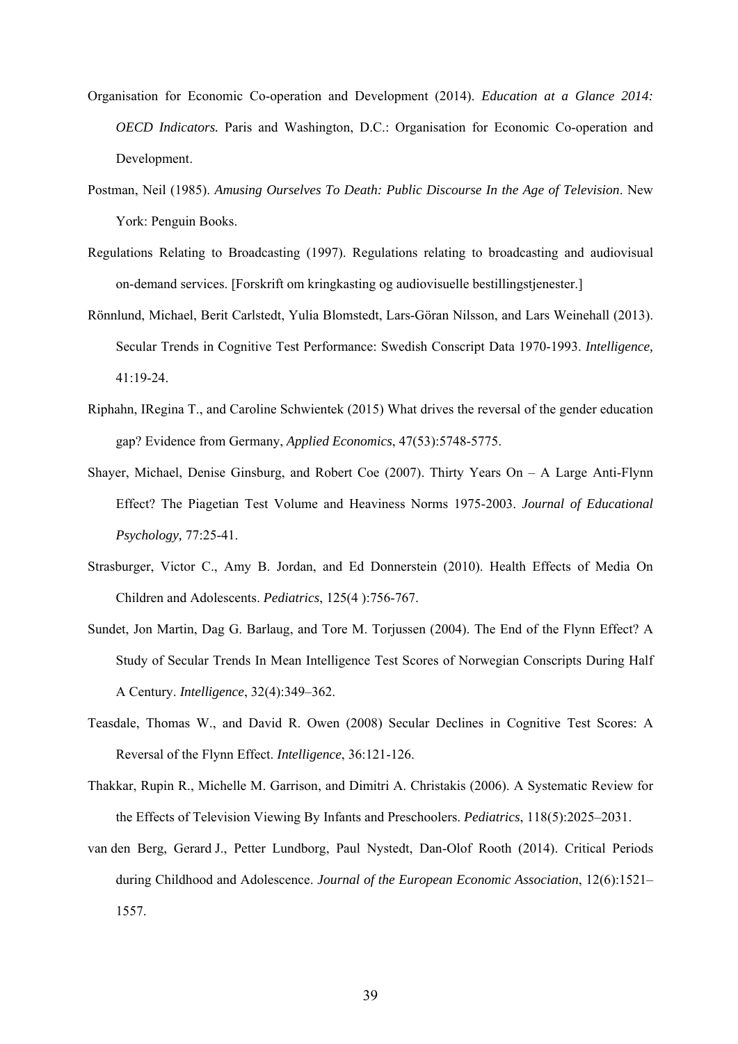Organisation for Economic Co-operation and Development (2014). *Education at a Glance 2014: OECD Indicators.* Paris and Washington, D.C.: Organisation for Economic Co-operation and Development.

Postman, Neil (1985). *Amusing Ourselves To Death: Public Discourse In the Age of Television*. New York: Penguin Books.

Regulations Relating to Broadcasting (1997). Regulations relating to broadcasting and audiovisual on-demand services. [Forskrift om kringkasting og audiovisuelle bestillingstjenester.]

Rönnlund, Michael, Berit Carlstedt, Yulia Blomstedt, Lars-Göran Nilsson, and Lars Weinehall (2013). Secular Trends in Cognitive Test Performance: Swedish Conscript Data 1970-1993. *Intelligence,* 41:19-24.

Riphahn, IRegina T., and Caroline Schwientek (2015) What drives the reversal of the gender education gap? Evidence from Germany, *Applied Economics*, 47(53):5748-5775.

Shayer, Michael, Denise Ginsburg, and Robert Coe (2007). Thirty Years On – A Large Anti-Flynn Effect? The Piagetian Test Volume and Heaviness Norms 1975-2003. *Journal of Educational Psychology,* 77:25-41.

Strasburger, Victor C., Amy B. Jordan, and Ed Donnerstein (2010). Health Effects of Media On Children and Adolescents. *Pediatrics*, 125(4 ):756-767.

Sundet, Jon Martin, Dag G. Barlaug, and Tore M. Torjussen (2004). The End of the Flynn Effect? A Study of Secular Trends In Mean Intelligence Test Scores of Norwegian Conscripts During Half A Century. *Intelligence*, 32(4):349–362.

Teasdale, Thomas W., and David R. Owen (2008) Secular Declines in Cognitive Test Scores: A Reversal of the Flynn Effect. *Intelligence*, 36:121-126.

Thakkar, Rupin R., Michelle M. Garrison, and Dimitri A. Christakis (2006). A Systematic Review for the Effects of Television Viewing By Infants and Preschoolers. *Pediatrics*, 118(5):2025–2031.

van den Berg, Gerard J., Petter Lundborg, Paul Nystedt, Dan-Olof Rooth (2014). Critical Periods during Childhood and Adolescence. *Journal of the European Economic Association*, 12(6):1521–1557.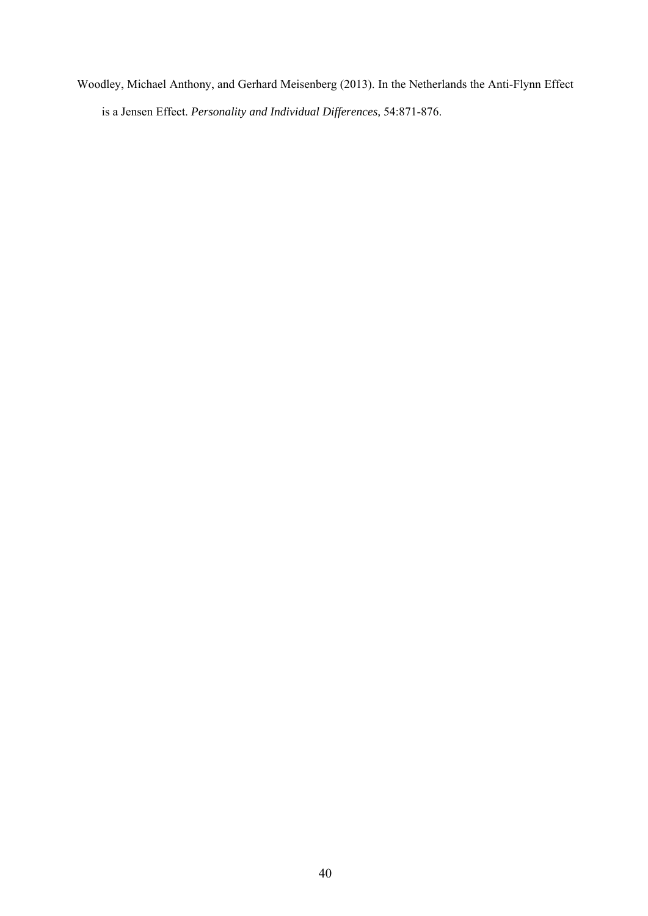Woodley, Michael Anthony, and Gerhard Meisenberg (2013). In the Netherlands the Anti-Flynn Effect is a Jensen Effect. *Personality and Individual Differences,* 54:871-876.